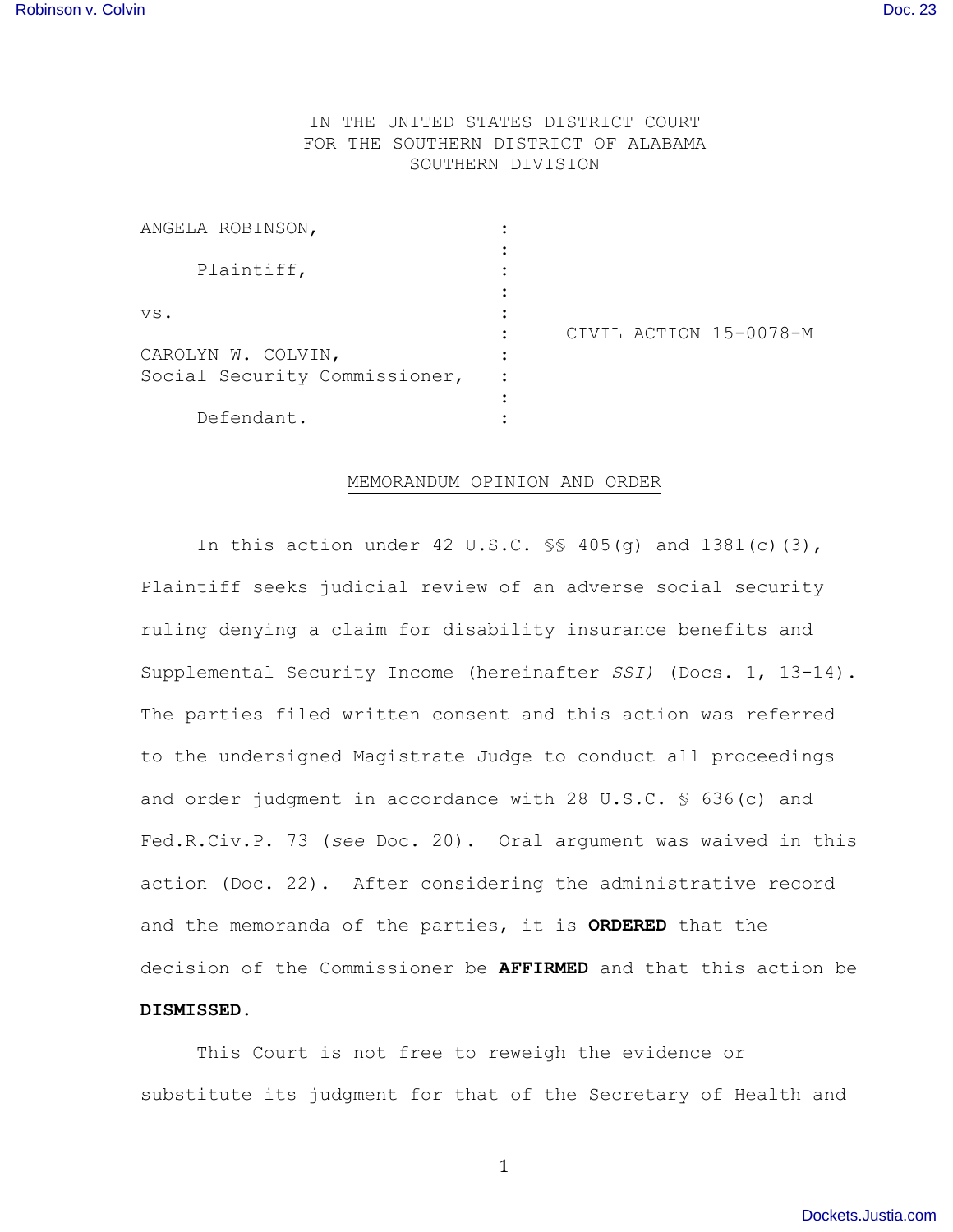IN THE UNITED STATES DISTRICT COURT
FOR THE SOUTHERN DISTRICT OF ALABAMA
SOUTHERN DIVISION

ANGELA ROBINSON, :
:
Plaintiff, :
:
vs. :
: CIVIL ACTION 15-0078-M
CAROLYN W. COLVIN, :
Social Security Commissioner, :
:
Defendant. :

## MEMORANDUM OPINION AND ORDER

In this action under 42 U.S.C. §§ 405(g) and 1381(c)(3), Plaintiff seeks judicial review of an adverse social security ruling denying a claim for disability insurance benefits and Supplemental Security Income (hereinafter *SSI)* (Docs. 1, 13-14). The parties filed written consent and this action was referred to the undersigned Magistrate Judge to conduct all proceedings and order judgment in accordance with 28 U.S.C. § 636(c) and Fed.R.Civ.P. 73 (*see* Doc. 20). Oral argument was waived in this action (Doc. 22). After considering the administrative record and the memoranda of the parties, it is **ORDERED** that the decision of the Commissioner be **AFFIRMED** and that this action be **DISMISSED.**

This Court is not free to reweigh the evidence or substitute its judgment for that of the Secretary of Health and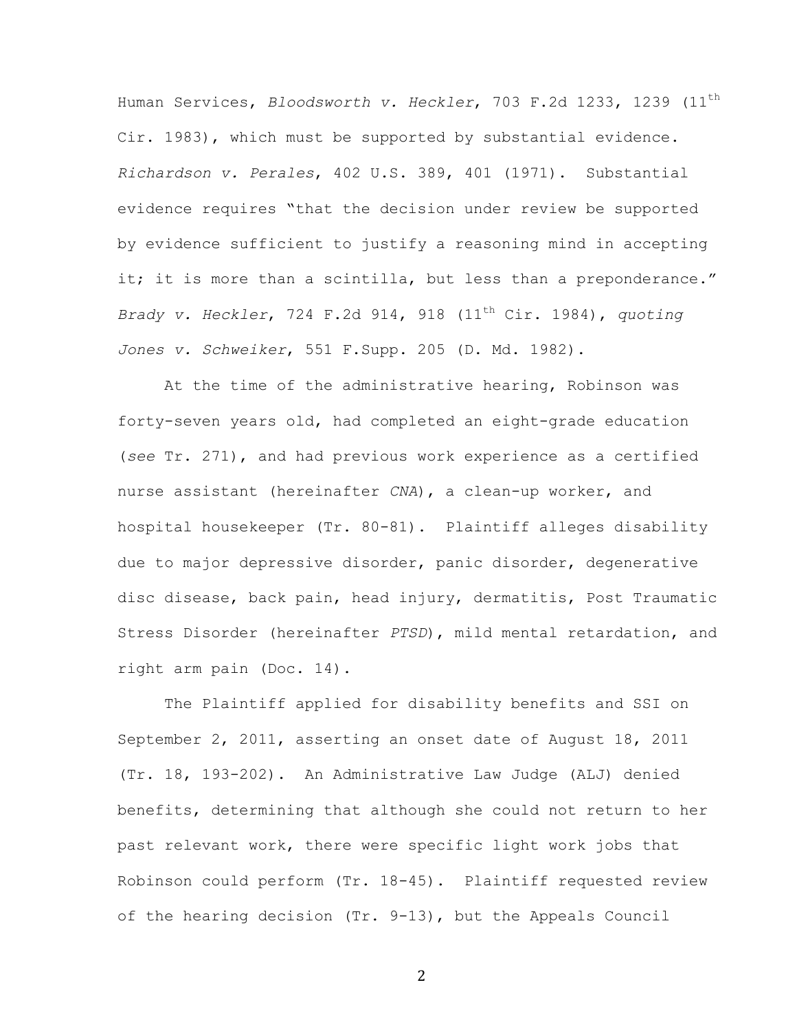Human Services, *Bloodsworth v. Heckler*, 703 F.2d 1233, 1239 (11th Cir. 1983), which must be supported by substantial evidence. *Richardson v. Perales*, 402 U.S. 389, 401 (1971). Substantial evidence requires "that the decision under review be supported by evidence sufficient to justify a reasoning mind in accepting it; it is more than a scintilla, but less than a preponderance." *Brady v. Heckler*, 724 F.2d 914, 918 (11th Cir. 1984), *quoting Jones v. Schweiker*, 551 F.Supp. 205 (D. Md. 1982).

At the time of the administrative hearing, Robinson was forty-seven years old, had completed an eight-grade education (*see* Tr. 271), and had previous work experience as a certified nurse assistant (hereinafter *CNA*), a clean-up worker, and hospital housekeeper (Tr. 80-81). Plaintiff alleges disability due to major depressive disorder, panic disorder, degenerative disc disease, back pain, head injury, dermatitis, Post Traumatic Stress Disorder (hereinafter *PTSD*), mild mental retardation, and right arm pain (Doc. 14).

The Plaintiff applied for disability benefits and SSI on September 2, 2011, asserting an onset date of August 18, 2011 (Tr. 18, 193-202). An Administrative Law Judge (ALJ) denied benefits, determining that although she could not return to her past relevant work, there were specific light work jobs that Robinson could perform (Tr. 18-45). Plaintiff requested review of the hearing decision (Tr. 9-13), but the Appeals Council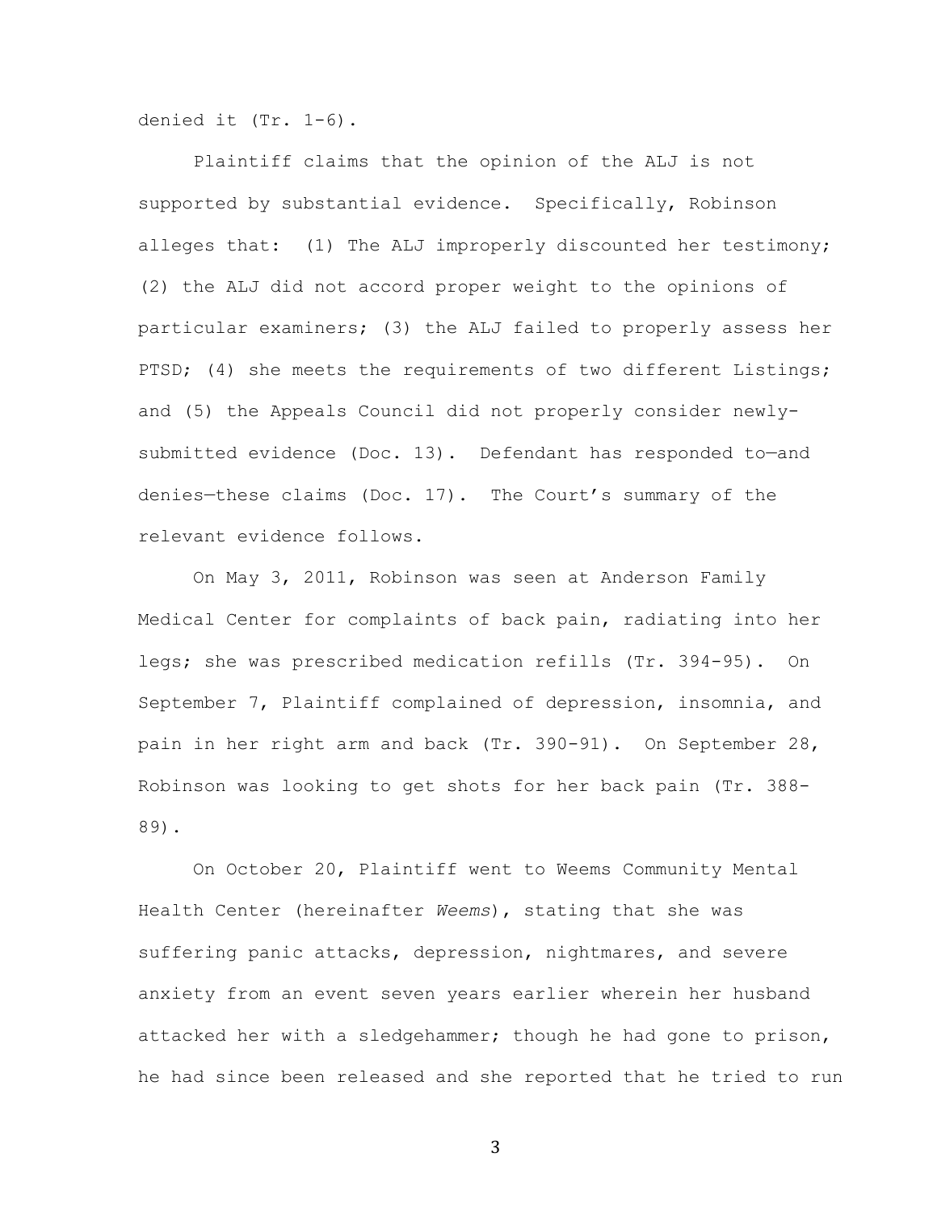denied it (Tr. 1-6).

Plaintiff claims that the opinion of the ALJ is not supported by substantial evidence. Specifically, Robinson alleges that: (1) The ALJ improperly discounted her testimony; (2) the ALJ did not accord proper weight to the opinions of particular examiners; (3) the ALJ failed to properly assess her PTSD; (4) she meets the requirements of two different Listings; and (5) the Appeals Council did not properly consider newly-submitted evidence (Doc. 13). Defendant has responded to—and denies—these claims (Doc. 17). The Court's summary of the relevant evidence follows.

On May 3, 2011, Robinson was seen at Anderson Family Medical Center for complaints of back pain, radiating into her legs; she was prescribed medication refills (Tr. 394-95). On September 7, Plaintiff complained of depression, insomnia, and pain in her right arm and back (Tr. 390-91). On September 28, Robinson was looking to get shots for her back pain (Tr. 388-89).

On October 20, Plaintiff went to Weems Community Mental Health Center (hereinafter *Weems*), stating that she was suffering panic attacks, depression, nightmares, and severe anxiety from an event seven years earlier wherein her husband attacked her with a sledgehammer; though he had gone to prison, he had since been released and she reported that he tried to run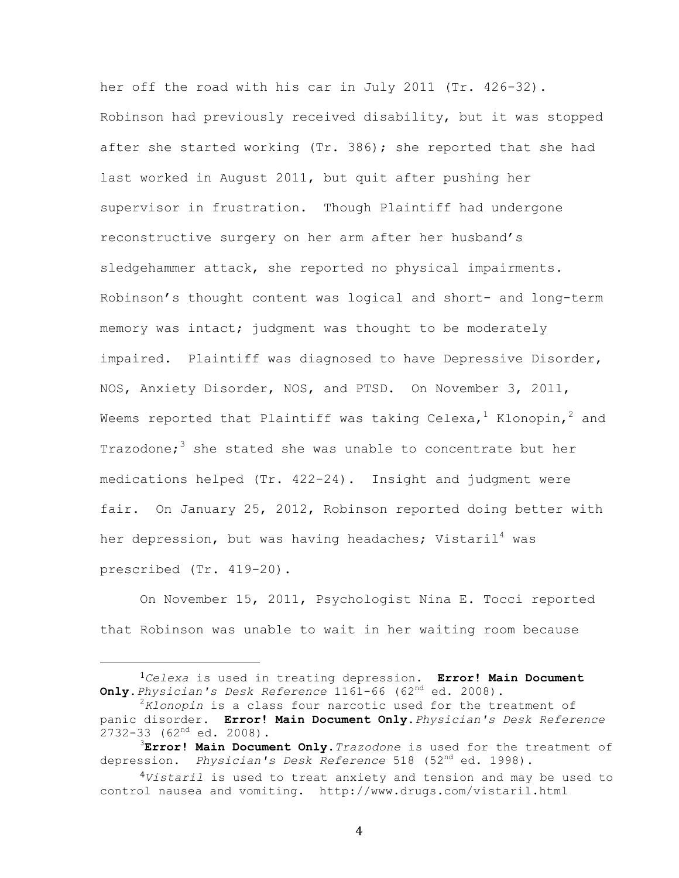her off the road with his car in July 2011 (Tr. 426-32). Robinson had previously received disability, but it was stopped after she started working (Tr. 386); she reported that she had last worked in August 2011, but quit after pushing her supervisor in frustration. Though Plaintiff had undergone reconstructive surgery on her arm after her husband's sledgehammer attack, she reported no physical impairments. Robinson's thought content was logical and short- and long-term memory was intact; judgment was thought to be moderately impaired. Plaintiff was diagnosed to have Depressive Disorder, NOS, Anxiety Disorder, NOS, and PTSD. On November 3, 2011, Weems reported that Plaintiff was taking Celexa,[1] Klonopin,[2] and Trazodone;[3] she stated she was unable to concentrate but her medications helped (Tr. 422-24). Insight and judgment were fair. On January 25, 2012, Robinson reported doing better with her depression, but was having headaches; Vistaril[4] was prescribed (Tr. 419-20).

On November 15, 2011, Psychologist Nina E. Tocci reported that Robinson was unable to wait in her waiting room because

---

[1]*Celexa* is used in treating depression. **Error! Main Document Only.***Physician's Desk Reference* 1161-66 (62nd ed. 2008).

[2]*Klonopin* is a class four narcotic used for the treatment of panic disorder. **Error! Main Document Only.***Physician's Desk Reference* 2732-33 (62nd ed. 2008).

[3]**Error! Main Document Only.***Trazodone* is used for the treatment of depression. *Physician's Desk Reference* 518 (52nd ed. 1998).

[4]*Vistaril* is used to treat anxiety and tension and may be used to control nausea and vomiting. http://www.drugs.com/vistaril.html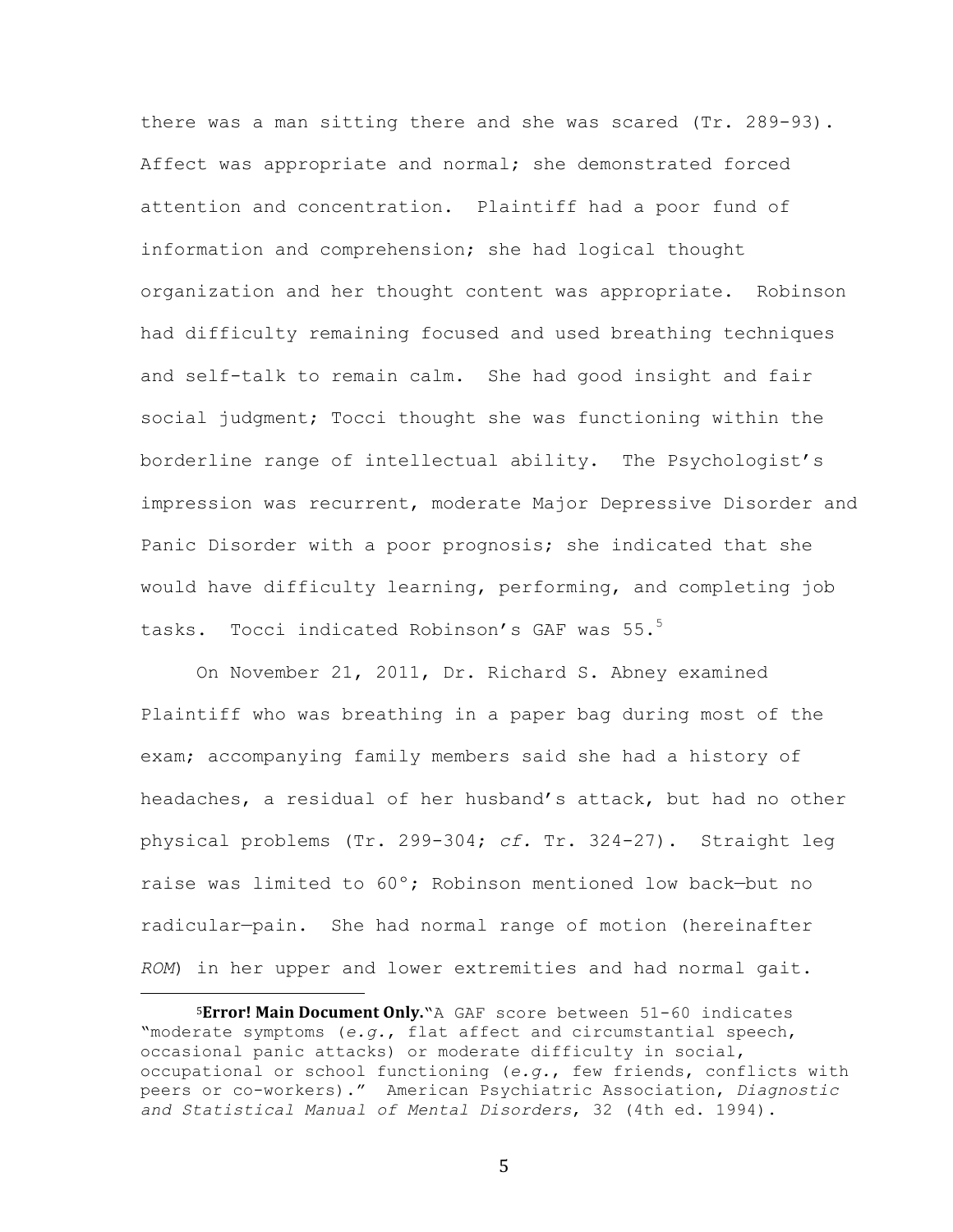there was a man sitting there and she was scared (Tr. 289-93). Affect was appropriate and normal; she demonstrated forced attention and concentration. Plaintiff had a poor fund of information and comprehension; she had logical thought organization and her thought content was appropriate. Robinson had difficulty remaining focused and used breathing techniques and self-talk to remain calm. She had good insight and fair social judgment; Tocci thought she was functioning within the borderline range of intellectual ability. The Psychologist's impression was recurrent, moderate Major Depressive Disorder and Panic Disorder with a poor prognosis; she indicated that she would have difficulty learning, performing, and completing job tasks. Tocci indicated Robinson's GAF was 55.[5]

On November 21, 2011, Dr. Richard S. Abney examined Plaintiff who was breathing in a paper bag during most of the exam; accompanying family members said she had a history of headaches, a residual of her husband's attack, but had no other physical problems (Tr. 299-304; *cf.* Tr. 324-27). Straight leg raise was limited to 60°; Robinson mentioned low back—but no radicular—pain. She had normal range of motion (hereinafter *ROM*) in her upper and lower extremities and had normal gait.

---

[5] **Error! Main Document Only.**"A GAF score between 51-60 indicates "moderate symptoms (*e.g.*, flat affect and circumstantial speech, occasional panic attacks) or moderate difficulty in social, occupational or school functioning (*e.g.*, few friends, conflicts with peers or co-workers)." American Psychiatric Association, *Diagnostic and Statistical Manual of Mental Disorders*, 32 (4th ed. 1994).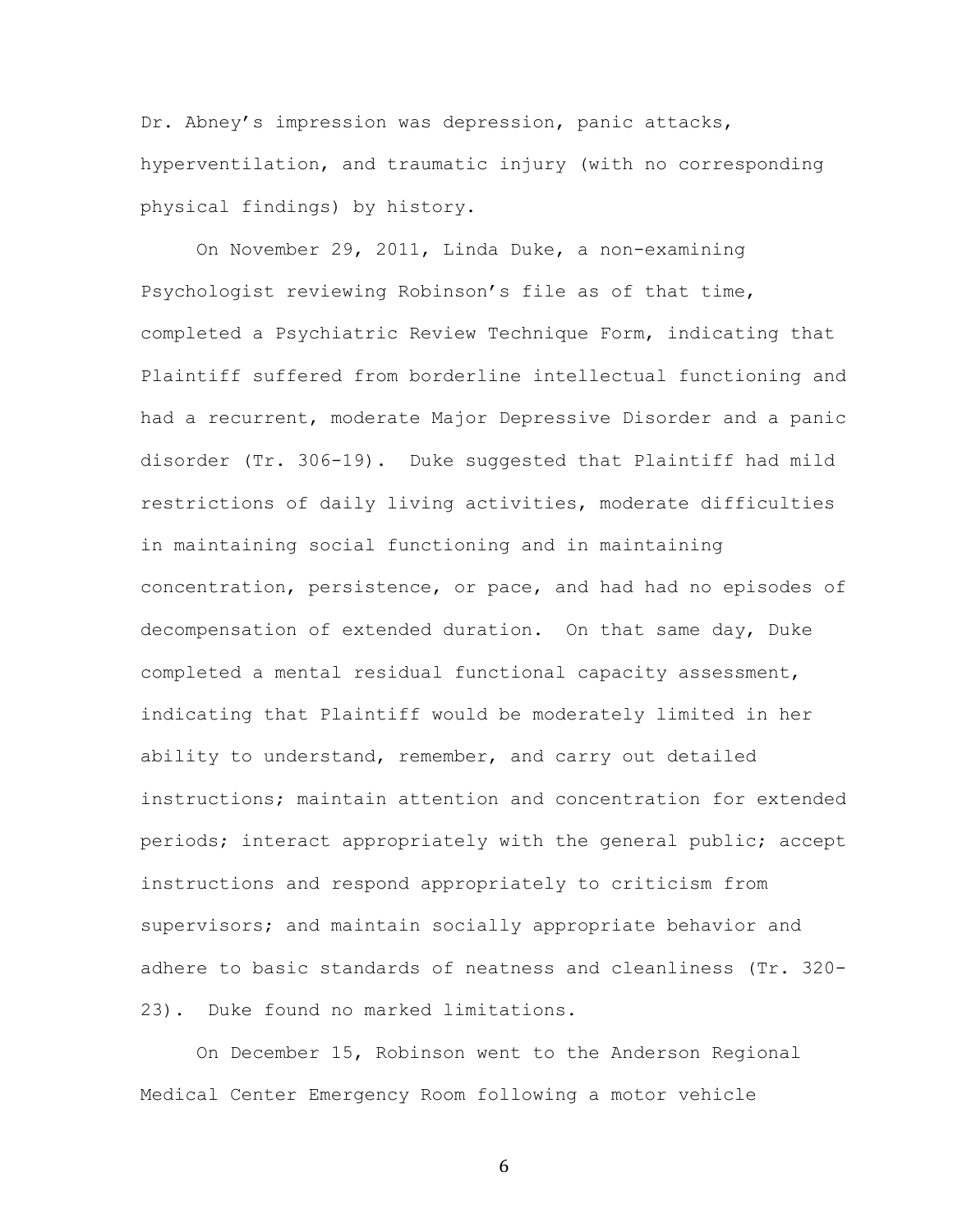Dr. Abney's impression was depression, panic attacks, hyperventilation, and traumatic injury (with no corresponding physical findings) by history.

On November 29, 2011, Linda Duke, a non-examining Psychologist reviewing Robinson's file as of that time, completed a Psychiatric Review Technique Form, indicating that Plaintiff suffered from borderline intellectual functioning and had a recurrent, moderate Major Depressive Disorder and a panic disorder (Tr. 306-19). Duke suggested that Plaintiff had mild restrictions of daily living activities, moderate difficulties in maintaining social functioning and in maintaining concentration, persistence, or pace, and had had no episodes of decompensation of extended duration. On that same day, Duke completed a mental residual functional capacity assessment, indicating that Plaintiff would be moderately limited in her ability to understand, remember, and carry out detailed instructions; maintain attention and concentration for extended periods; interact appropriately with the general public; accept instructions and respond appropriately to criticism from supervisors; and maintain socially appropriate behavior and adhere to basic standards of neatness and cleanliness (Tr. 320-23). Duke found no marked limitations.

On December 15, Robinson went to the Anderson Regional Medical Center Emergency Room following a motor vehicle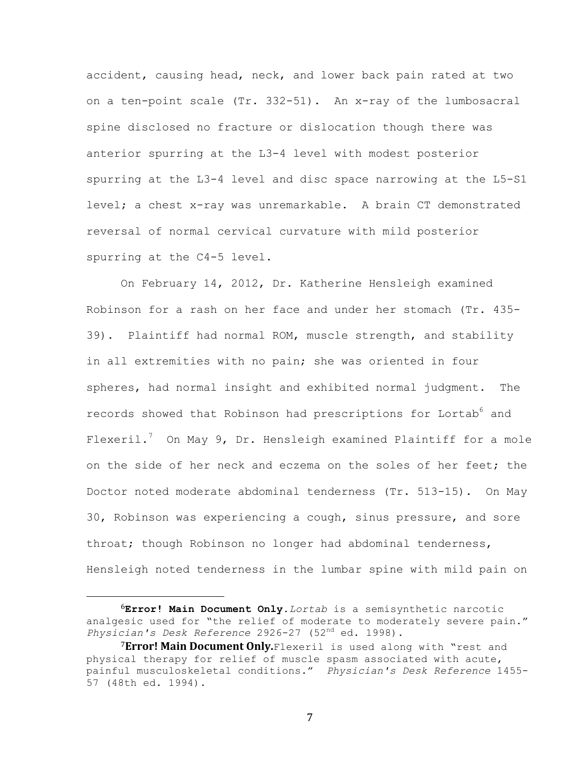accident, causing head, neck, and lower back pain rated at two on a ten-point scale (Tr. 332-51). An x-ray of the lumbosacral spine disclosed no fracture or dislocation though there was anterior spurring at the L3-4 level with modest posterior spurring at the L3-4 level and disc space narrowing at the L5-S1 level; a chest x-ray was unremarkable. A brain CT demonstrated reversal of normal cervical curvature with mild posterior spurring at the C4-5 level.

On February 14, 2012, Dr. Katherine Hensleigh examined Robinson for a rash on her face and under her stomach (Tr. 435-39). Plaintiff had normal ROM, muscle strength, and stability in all extremities with no pain; she was oriented in four spheres, had normal insight and exhibited normal judgment. The records showed that Robinson had prescriptions for Lortab[6] and Flexeril.[7] On May 9, Dr. Hensleigh examined Plaintiff for a mole on the side of her neck and eczema on the soles of her feet; the Doctor noted moderate abdominal tenderness (Tr. 513-15). On May 30, Robinson was experiencing a cough, sinus pressure, and sore throat; though Robinson no longer had abdominal tenderness, Hensleigh noted tenderness in the lumbar spine with mild pain on

---

[6]**Error! Main Document Only.** *Lortab* is a semisynthetic narcotic analgesic used for "the relief of moderate to moderately severe pain." *Physician's Desk Reference* 2926-27 (52nd ed. 1998).

[7]**Error! Main Document Only.** Flexeril is used along with "rest and physical therapy for relief of muscle spasm associated with acute, painful musculoskeletal conditions." *Physician's Desk Reference* 1455-57 (48th ed. 1994).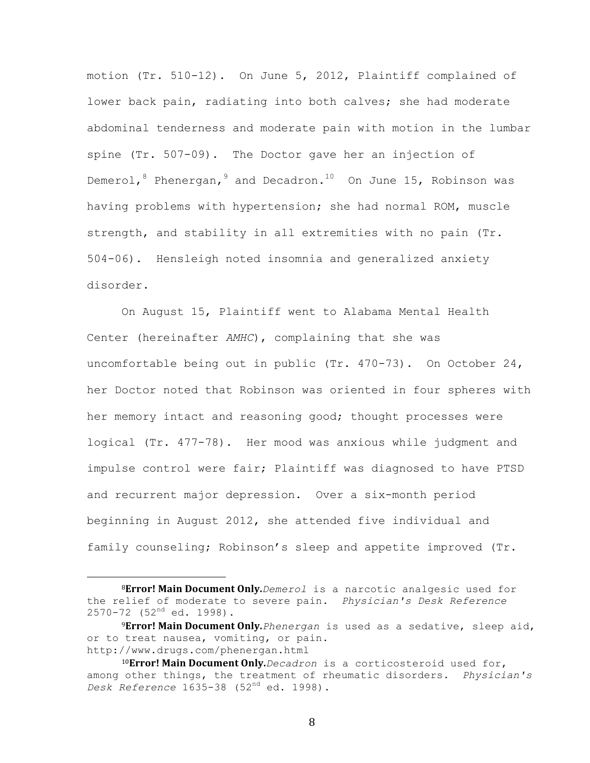motion (Tr. 510-12). On June 5, 2012, Plaintiff complained of lower back pain, radiating into both calves; she had moderate abdominal tenderness and moderate pain with motion in the lumbar spine (Tr. 507-09). The Doctor gave her an injection of Demerol,[8] Phenergan,[9] and Decadron.[10] On June 15, Robinson was having problems with hypertension; she had normal ROM, muscle strength, and stability in all extremities with no pain (Tr. 504-06). Hensleigh noted insomnia and generalized anxiety disorder.

On August 15, Plaintiff went to Alabama Mental Health Center (hereinafter *AMHC*), complaining that she was uncomfortable being out in public (Tr. 470-73). On October 24, her Doctor noted that Robinson was oriented in four spheres with her memory intact and reasoning good; thought processes were logical (Tr. 477-78). Her mood was anxious while judgment and impulse control were fair; Plaintiff was diagnosed to have PTSD and recurrent major depression. Over a six-month period beginning in August 2012, she attended five individual and family counseling; Robinson's sleep and appetite improved (Tr.

---

[8]**Error! Main Document Only.***Demerol* is a narcotic analgesic used for the relief of moderate to severe pain. *Physician's Desk Reference* 2570-72 (52nd ed. 1998).

[9]**Error! Main Document Only.***Phenergan* is used as a sedative, sleep aid, or to treat nausea, vomiting, or pain. http://www.drugs.com/phenergan.html

[10]**Error! Main Document Only.***Decadron* is a corticosteroid used for, among other things, the treatment of rheumatic disorders. *Physician's Desk Reference* 1635-38 (52nd ed. 1998).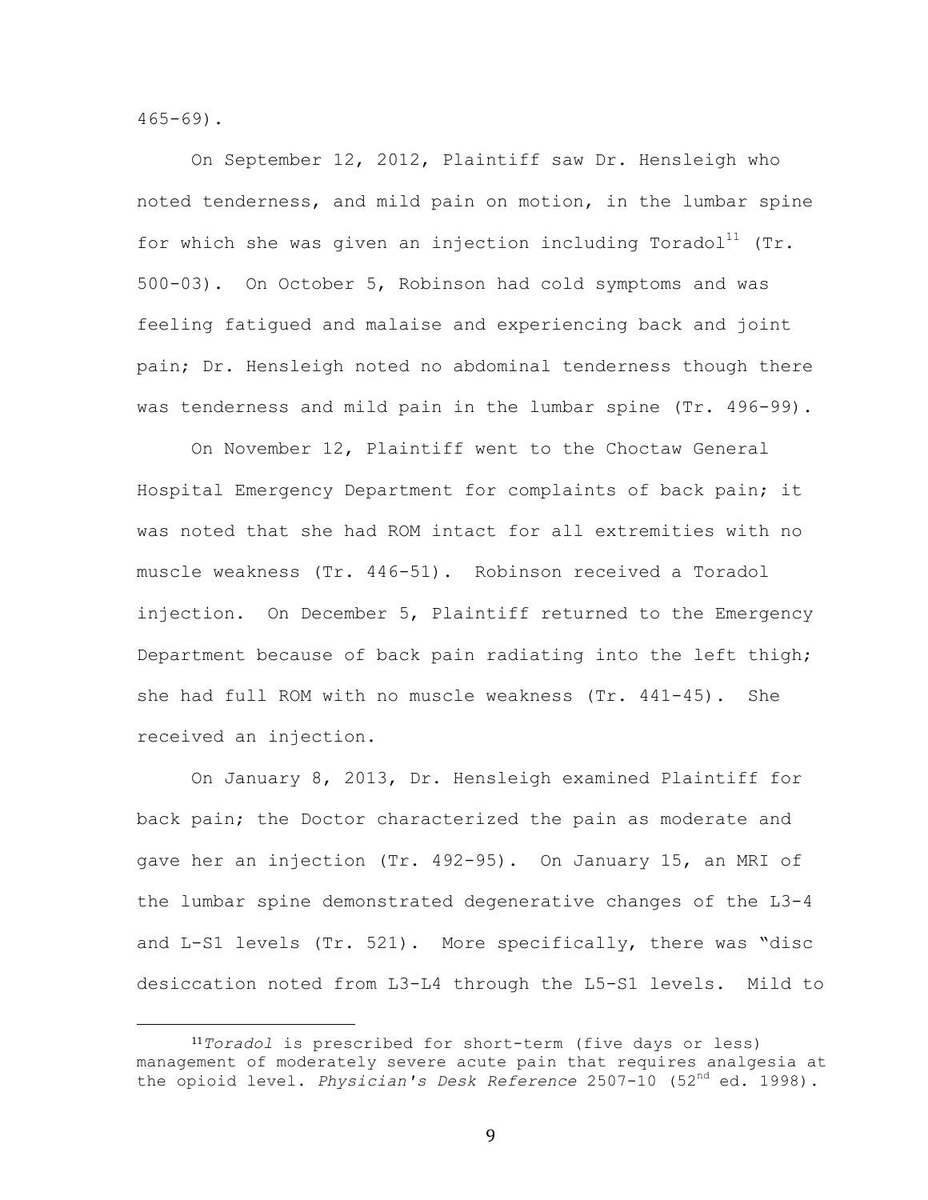465-69).

On September 12, 2012, Plaintiff saw Dr. Hensleigh who noted tenderness, and mild pain on motion, in the lumbar spine for which she was given an injection including Toradol[11] (Tr. 500-03). On October 5, Robinson had cold symptoms and was feeling fatigued and malaise and experiencing back and joint pain; Dr. Hensleigh noted no abdominal tenderness though there was tenderness and mild pain in the lumbar spine (Tr. 496-99).

On November 12, Plaintiff went to the Choctaw General Hospital Emergency Department for complaints of back pain; it was noted that she had ROM intact for all extremities with no muscle weakness (Tr. 446-51). Robinson received a Toradol injection. On December 5, Plaintiff returned to the Emergency Department because of back pain radiating into the left thigh; she had full ROM with no muscle weakness (Tr. 441-45). She received an injection.

On January 8, 2013, Dr. Hensleigh examined Plaintiff for back pain; the Doctor characterized the pain as moderate and gave her an injection (Tr. 492-95). On January 15, an MRI of the lumbar spine demonstrated degenerative changes of the L3-4 and L-S1 levels (Tr. 521). More specifically, there was "disc desiccation noted from L3-L4 through the L5-S1 levels. Mild to

---

[11] *Toradol* is prescribed for short-term (five days or less) management of moderately severe acute pain that requires analgesia at the opioid level. *Physician's Desk Reference* 2507-10 (52nd ed. 1998).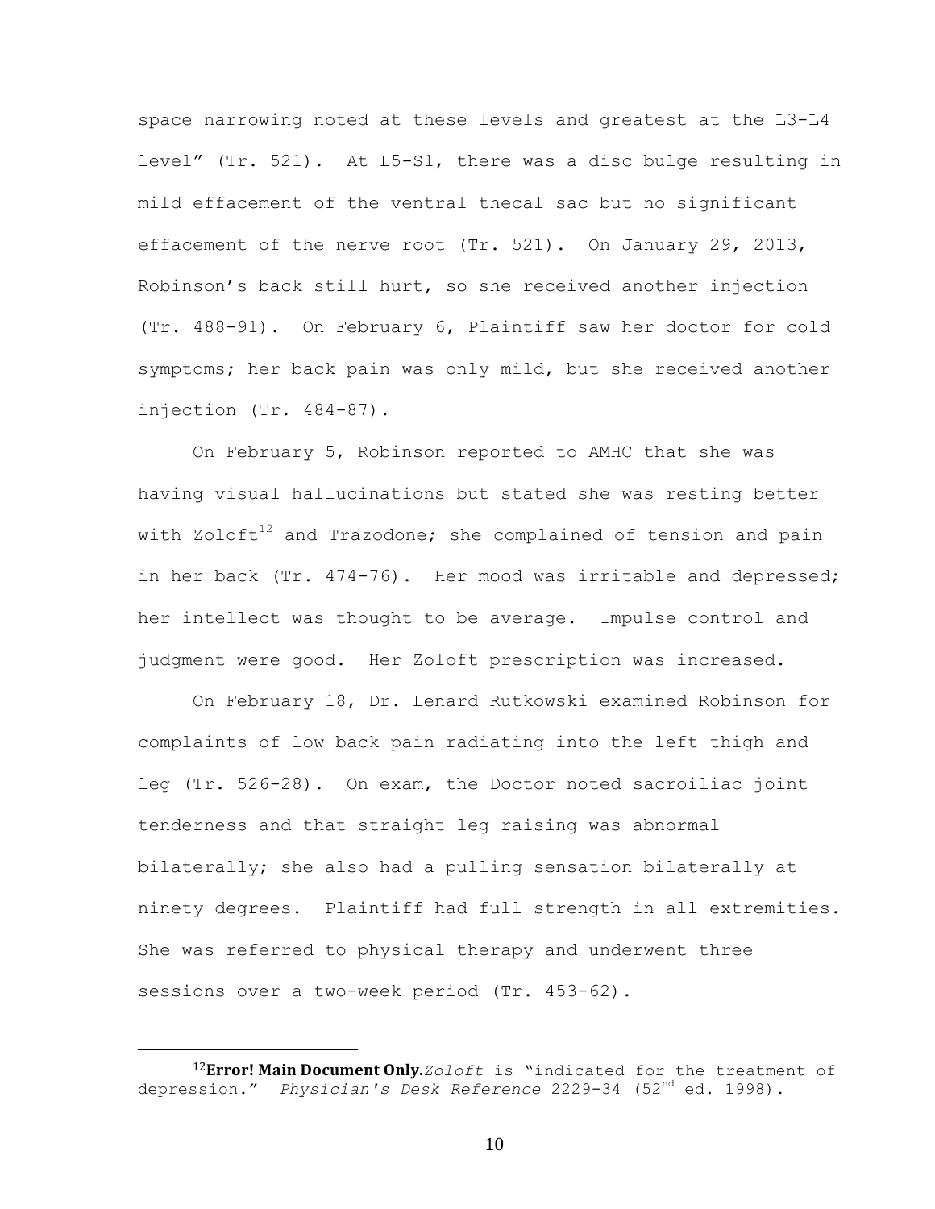space narrowing noted at these levels and greatest at the L3-L4 level" (Tr. 521). At L5-S1, there was a disc bulge resulting in mild effacement of the ventral thecal sac but no significant effacement of the nerve root (Tr. 521). On January 29, 2013, Robinson's back still hurt, so she received another injection (Tr. 488-91). On February 6, Plaintiff saw her doctor for cold symptoms; her back pain was only mild, but she received another injection (Tr. 484-87).

On February 5, Robinson reported to AMHC that she was having visual hallucinations but stated she was resting better with Zoloft[12] and Trazodone; she complained of tension and pain in her back (Tr. 474-76). Her mood was irritable and depressed; her intellect was thought to be average. Impulse control and judgment were good. Her Zoloft prescription was increased.

On February 18, Dr. Lenard Rutkowski examined Robinson for complaints of low back pain radiating into the left thigh and leg (Tr. 526-28). On exam, the Doctor noted sacroiliac joint tenderness and that straight leg raising was abnormal bilaterally; she also had a pulling sensation bilaterally at ninety degrees. Plaintiff had full strength in all extremities. She was referred to physical therapy and underwent three sessions over a two-week period (Tr. 453-62).

---

[12]**Error! Main Document Only.***Zoloft* is "indicated for the treatment of depression." *Physician's Desk Reference* 2229-34 (52nd ed. 1998).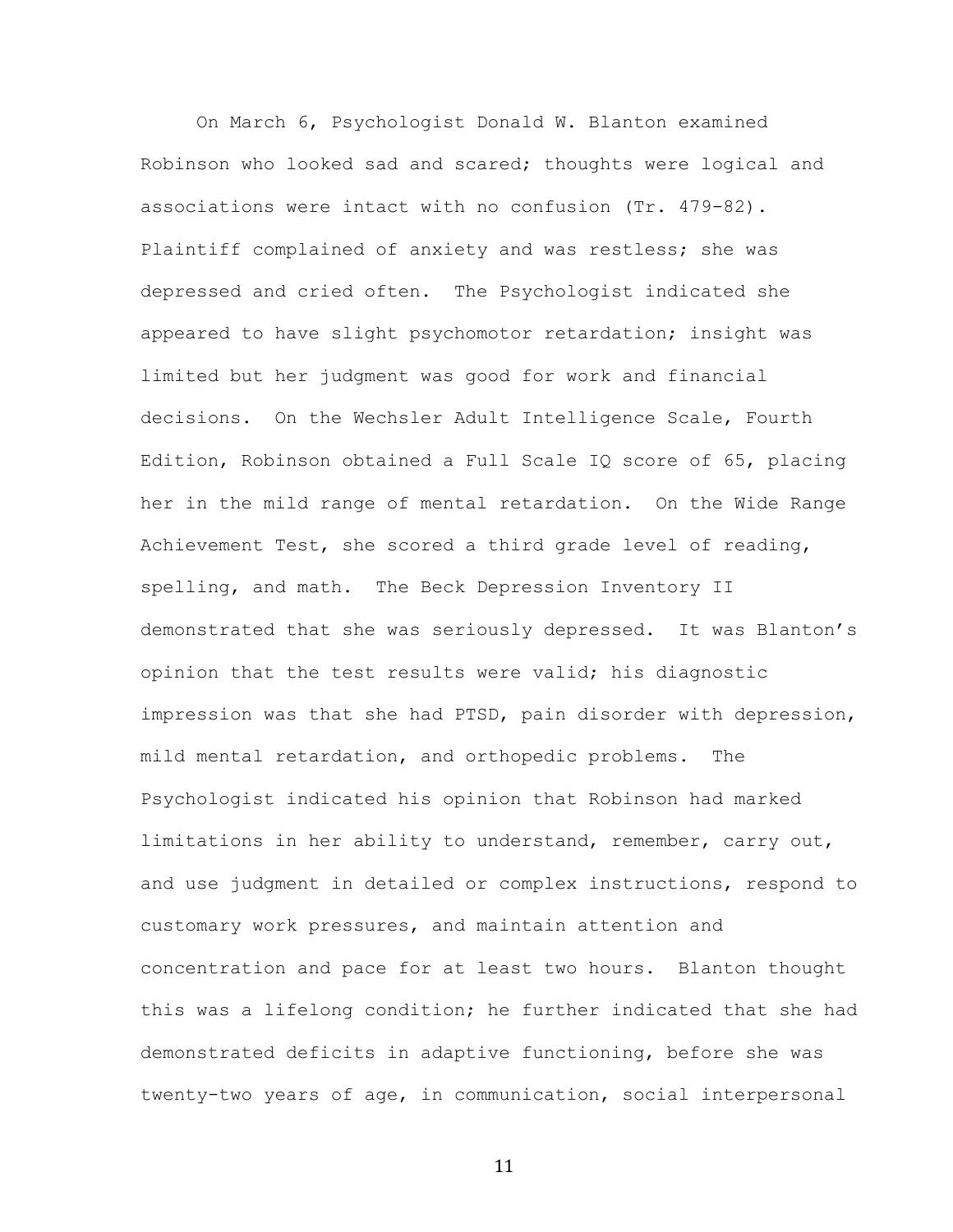On March 6, Psychologist Donald W. Blanton examined Robinson who looked sad and scared; thoughts were logical and associations were intact with no confusion (Tr. 479-82). Plaintiff complained of anxiety and was restless; she was depressed and cried often. The Psychologist indicated she appeared to have slight psychomotor retardation; insight was limited but her judgment was good for work and financial decisions. On the Wechsler Adult Intelligence Scale, Fourth Edition, Robinson obtained a Full Scale IQ score of 65, placing her in the mild range of mental retardation. On the Wide Range Achievement Test, she scored a third grade level of reading, spelling, and math. The Beck Depression Inventory II demonstrated that she was seriously depressed. It was Blanton's opinion that the test results were valid; his diagnostic impression was that she had PTSD, pain disorder with depression, mild mental retardation, and orthopedic problems. The Psychologist indicated his opinion that Robinson had marked limitations in her ability to understand, remember, carry out, and use judgment in detailed or complex instructions, respond to customary work pressures, and maintain attention and concentration and pace for at least two hours. Blanton thought this was a lifelong condition; he further indicated that she had demonstrated deficits in adaptive functioning, before she was twenty-two years of age, in communication, social interpersonal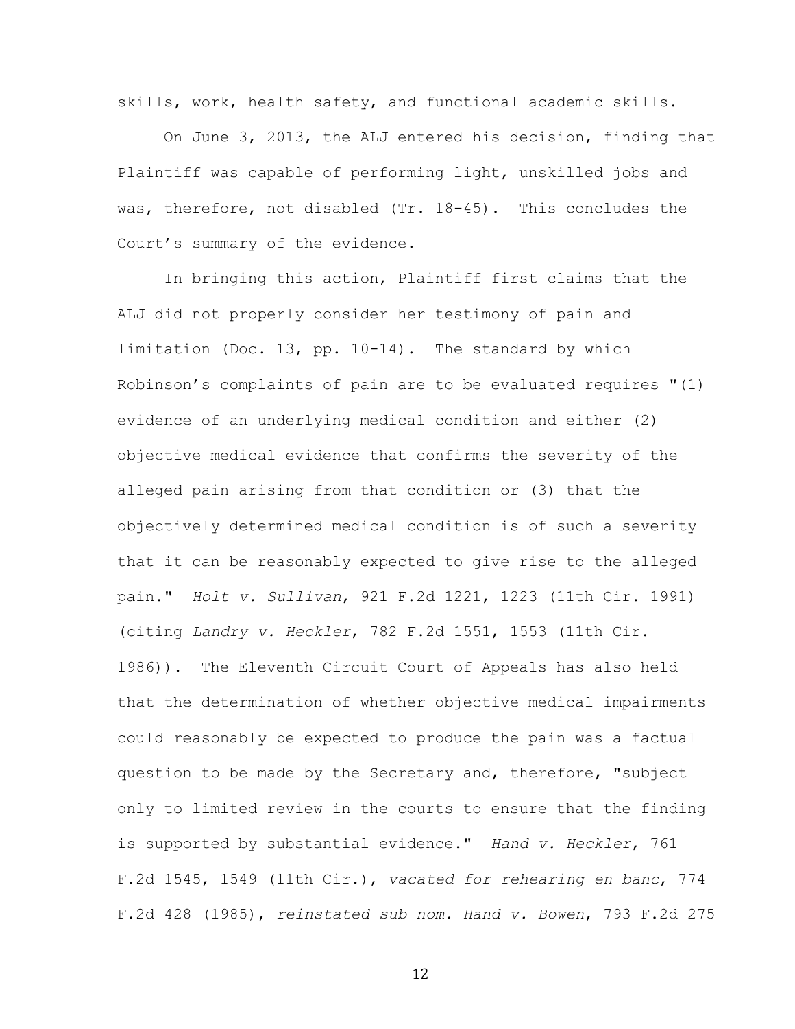skills, work, health safety, and functional academic skills.

On June 3, 2013, the ALJ entered his decision, finding that Plaintiff was capable of performing light, unskilled jobs and was, therefore, not disabled (Tr. 18-45). This concludes the Court's summary of the evidence.

In bringing this action, Plaintiff first claims that the ALJ did not properly consider her testimony of pain and limitation (Doc. 13, pp. 10-14). The standard by which Robinson's complaints of pain are to be evaluated requires "(1) evidence of an underlying medical condition and either (2) objective medical evidence that confirms the severity of the alleged pain arising from that condition or (3) that the objectively determined medical condition is of such a severity that it can be reasonably expected to give rise to the alleged pain." *Holt v. Sullivan*, 921 F.2d 1221, 1223 (11th Cir. 1991) (citing *Landry v. Heckler*, 782 F.2d 1551, 1553 (11th Cir. 1986)). The Eleventh Circuit Court of Appeals has also held that the determination of whether objective medical impairments could reasonably be expected to produce the pain was a factual question to be made by the Secretary and, therefore, "subject only to limited review in the courts to ensure that the finding is supported by substantial evidence." *Hand v. Heckler*, 761 F.2d 1545, 1549 (11th Cir.), *vacated for rehearing en banc*, 774 F.2d 428 (1985), *reinstated sub nom. Hand v. Bowen*, 793 F.2d 275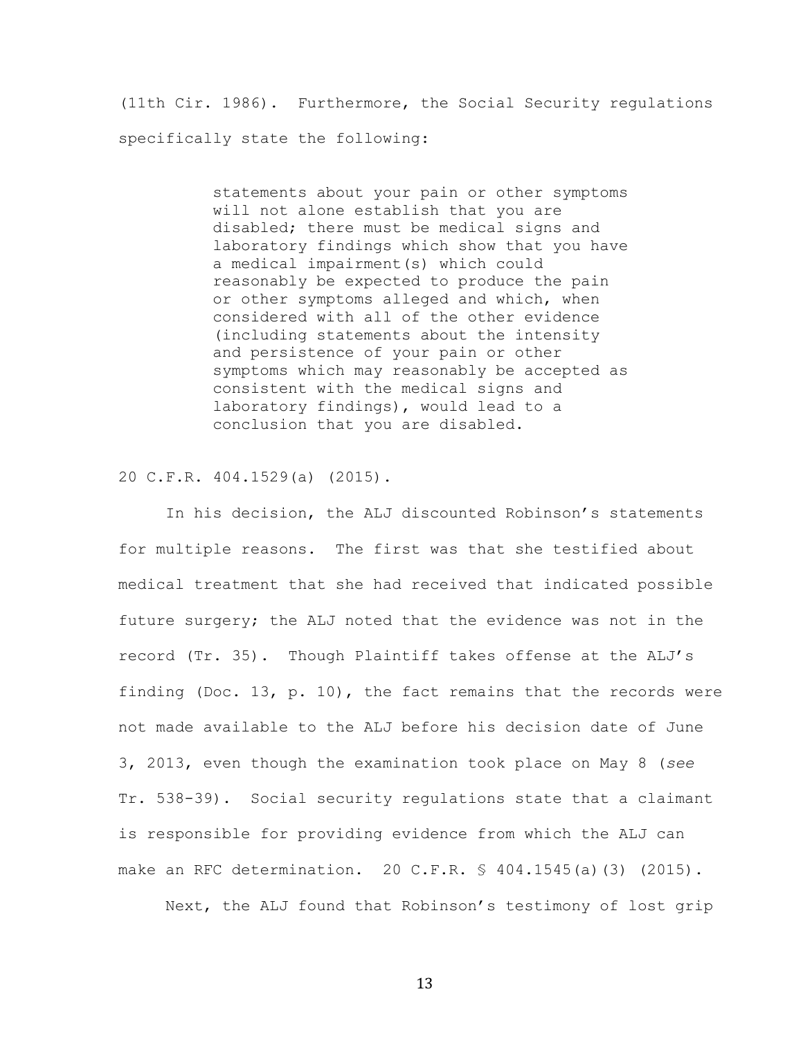(11th Cir. 1986). Furthermore, the Social Security regulations specifically state the following:

> statements about your pain or other symptoms will not alone establish that you are disabled; there must be medical signs and laboratory findings which show that you have a medical impairment(s) which could reasonably be expected to produce the pain or other symptoms alleged and which, when considered with all of the other evidence (including statements about the intensity and persistence of your pain or other symptoms which may reasonably be accepted as consistent with the medical signs and laboratory findings), would lead to a conclusion that you are disabled.

20 C.F.R. 404.1529(a) (2015).

In his decision, the ALJ discounted Robinson's statements for multiple reasons. The first was that she testified about medical treatment that she had received that indicated possible future surgery; the ALJ noted that the evidence was not in the record (Tr. 35). Though Plaintiff takes offense at the ALJ's finding (Doc. 13, p. 10), the fact remains that the records were not made available to the ALJ before his decision date of June 3, 2013, even though the examination took place on May 8 (*see* Tr. 538-39). Social security regulations state that a claimant is responsible for providing evidence from which the ALJ can make an RFC determination. 20 C.F.R. § 404.1545(a)(3) (2015).

Next, the ALJ found that Robinson's testimony of lost grip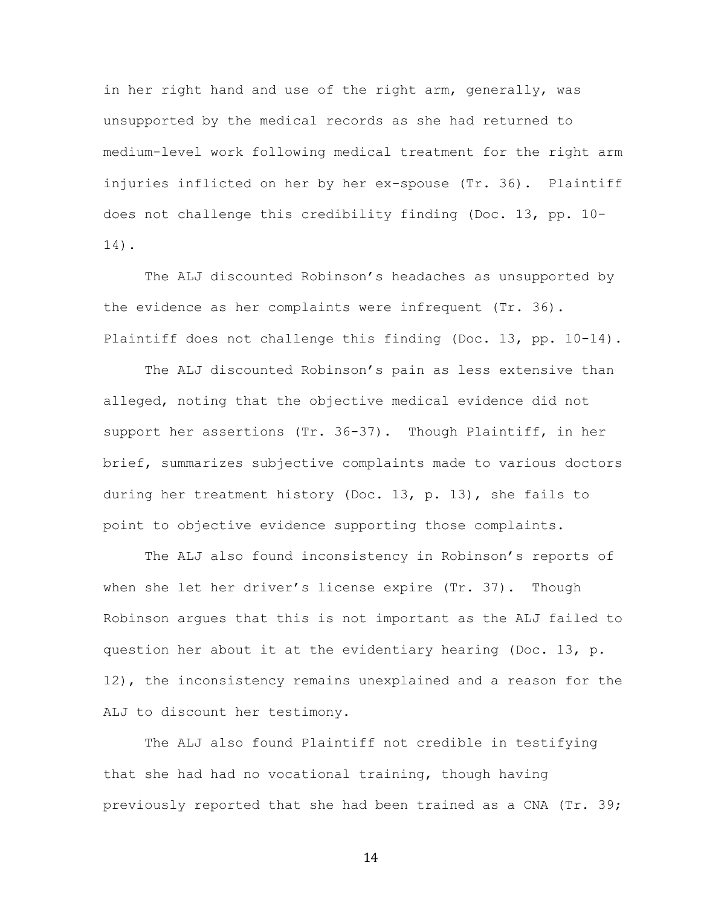in her right hand and use of the right arm, generally, was unsupported by the medical records as she had returned to medium-level work following medical treatment for the right arm injuries inflicted on her by her ex-spouse (Tr. 36). Plaintiff does not challenge this credibility finding (Doc. 13, pp. 10-14).

The ALJ discounted Robinson's headaches as unsupported by the evidence as her complaints were infrequent (Tr. 36). Plaintiff does not challenge this finding (Doc. 13, pp. 10-14).

The ALJ discounted Robinson's pain as less extensive than alleged, noting that the objective medical evidence did not support her assertions (Tr. 36-37). Though Plaintiff, in her brief, summarizes subjective complaints made to various doctors during her treatment history (Doc. 13, p. 13), she fails to point to objective evidence supporting those complaints.

The ALJ also found inconsistency in Robinson's reports of when she let her driver's license expire (Tr. 37). Though Robinson argues that this is not important as the ALJ failed to question her about it at the evidentiary hearing (Doc. 13, p. 12), the inconsistency remains unexplained and a reason for the ALJ to discount her testimony.

The ALJ also found Plaintiff not credible in testifying that she had had no vocational training, though having previously reported that she had been trained as a CNA (Tr. 39;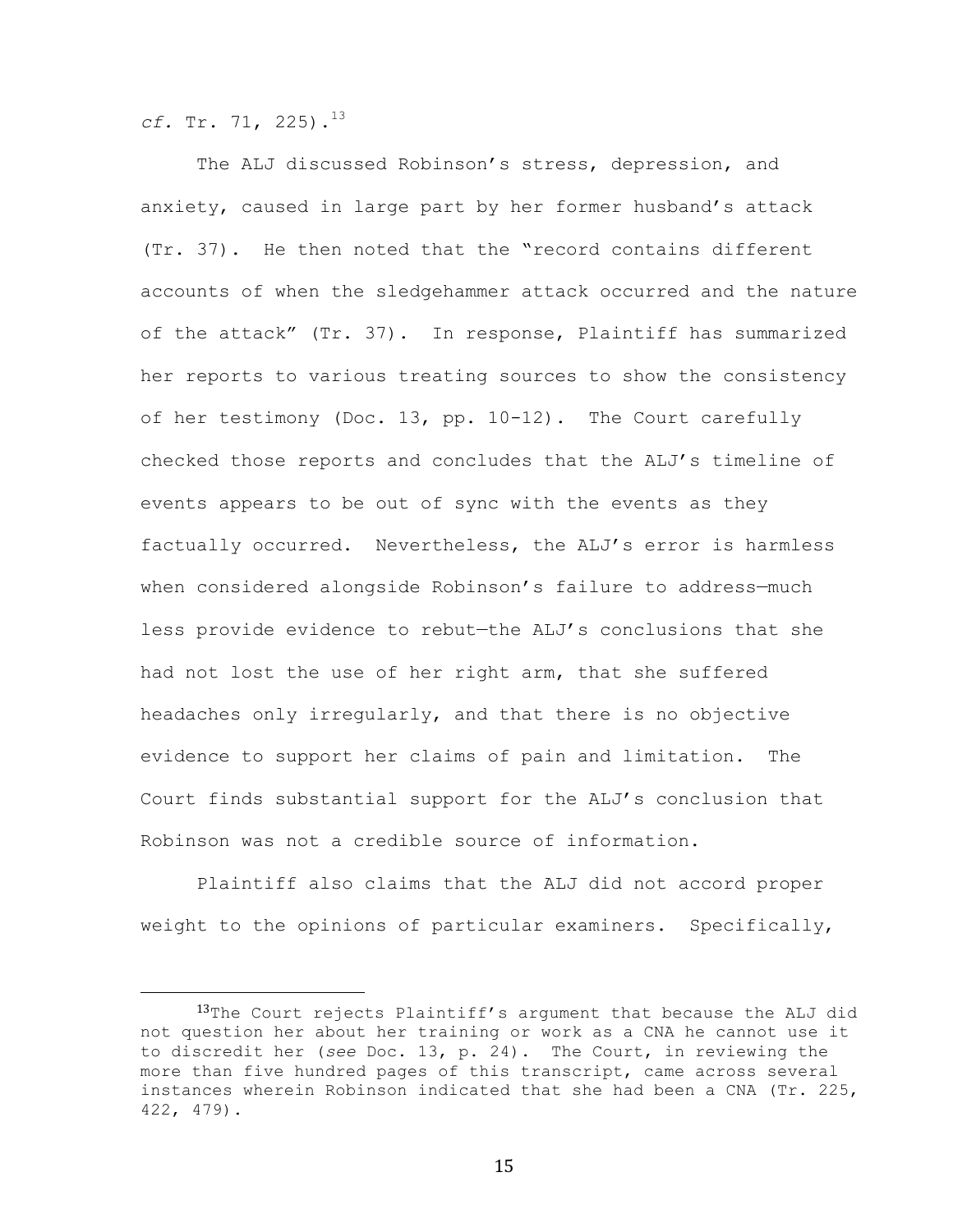*cf.* Tr. 71, 225).[13]

The ALJ discussed Robinson's stress, depression, and anxiety, caused in large part by her former husband's attack (Tr. 37). He then noted that the "record contains different accounts of when the sledgehammer attack occurred and the nature of the attack" (Tr. 37). In response, Plaintiff has summarized her reports to various treating sources to show the consistency of her testimony (Doc. 13, pp. 10-12). The Court carefully checked those reports and concludes that the ALJ's timeline of events appears to be out of sync with the events as they factually occurred. Nevertheless, the ALJ's error is harmless when considered alongside Robinson's failure to address—much less provide evidence to rebut—the ALJ's conclusions that she had not lost the use of her right arm, that she suffered headaches only irregularly, and that there is no objective evidence to support her claims of pain and limitation. The Court finds substantial support for the ALJ's conclusion that Robinson was not a credible source of information.

Plaintiff also claims that the ALJ did not accord proper weight to the opinions of particular examiners. Specifically,

---

[13]The Court rejects Plaintiff's argument that because the ALJ did not question her about her training or work as a CNA he cannot use it to discredit her (*see* Doc. 13, p. 24). The Court, in reviewing the more than five hundred pages of this transcript, came across several instances wherein Robinson indicated that she had been a CNA (Tr. 225, 422, 479).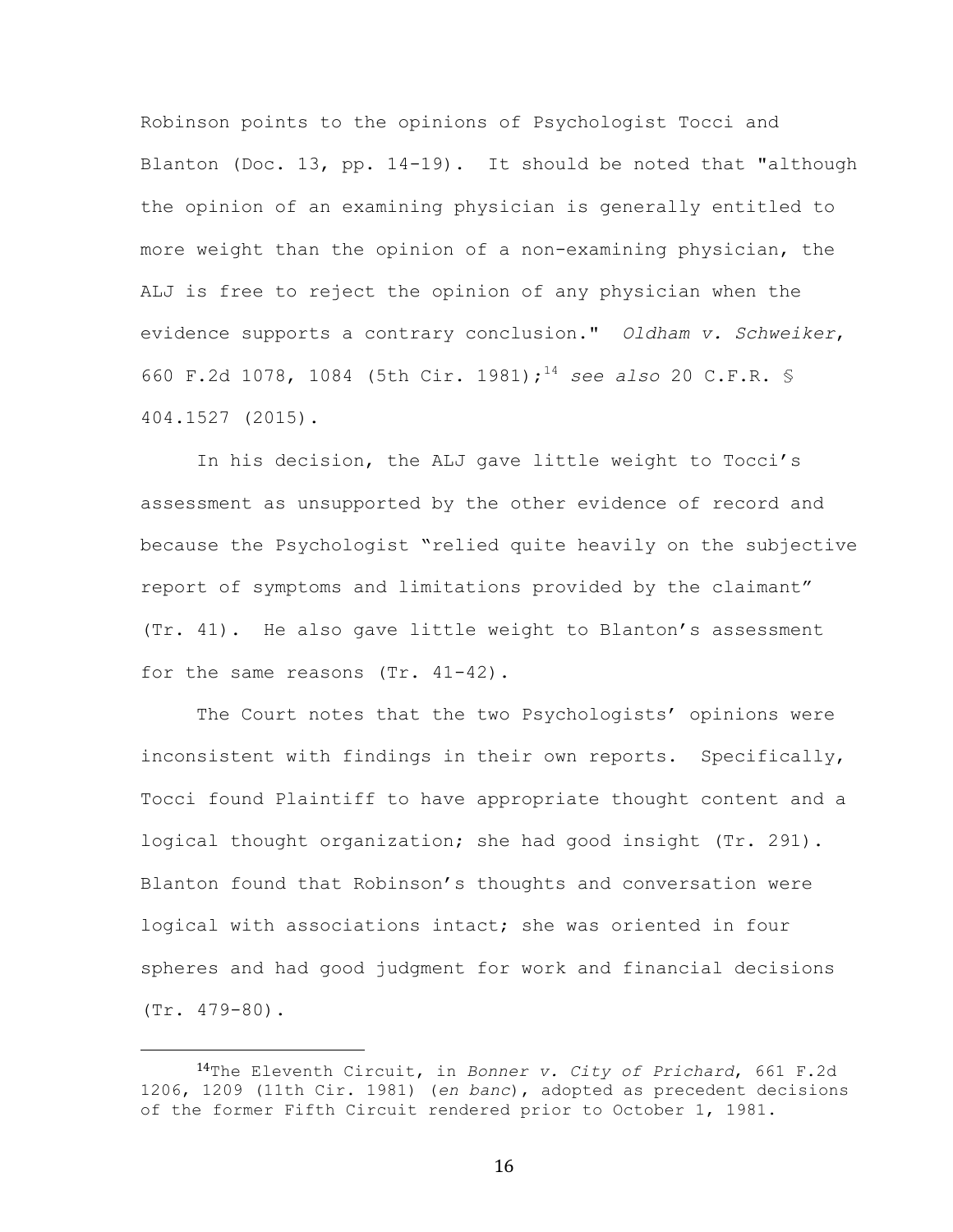Robinson points to the opinions of Psychologist Tocci and Blanton (Doc. 13, pp. 14-19). It should be noted that "although the opinion of an examining physician is generally entitled to more weight than the opinion of a non-examining physician, the ALJ is free to reject the opinion of any physician when the evidence supports a contrary conclusion." *Oldham v. Schweiker*, 660 F.2d 1078, 1084 (5th Cir. 1981);[14] *see also* 20 C.F.R. § 404.1527 (2015).

In his decision, the ALJ gave little weight to Tocci's assessment as unsupported by the other evidence of record and because the Psychologist "relied quite heavily on the subjective report of symptoms and limitations provided by the claimant" (Tr. 41). He also gave little weight to Blanton's assessment for the same reasons (Tr. 41-42).

The Court notes that the two Psychologists' opinions were inconsistent with findings in their own reports. Specifically, Tocci found Plaintiff to have appropriate thought content and a logical thought organization; she had good insight (Tr. 291). Blanton found that Robinson's thoughts and conversation were logical with associations intact; she was oriented in four spheres and had good judgment for work and financial decisions (Tr. 479-80).

---

[14] The Eleventh Circuit, in *Bonner v. City of Prichard*, 661 F.2d 1206, 1209 (11th Cir. 1981) (*en banc*), adopted as precedent decisions of the former Fifth Circuit rendered prior to October 1, 1981.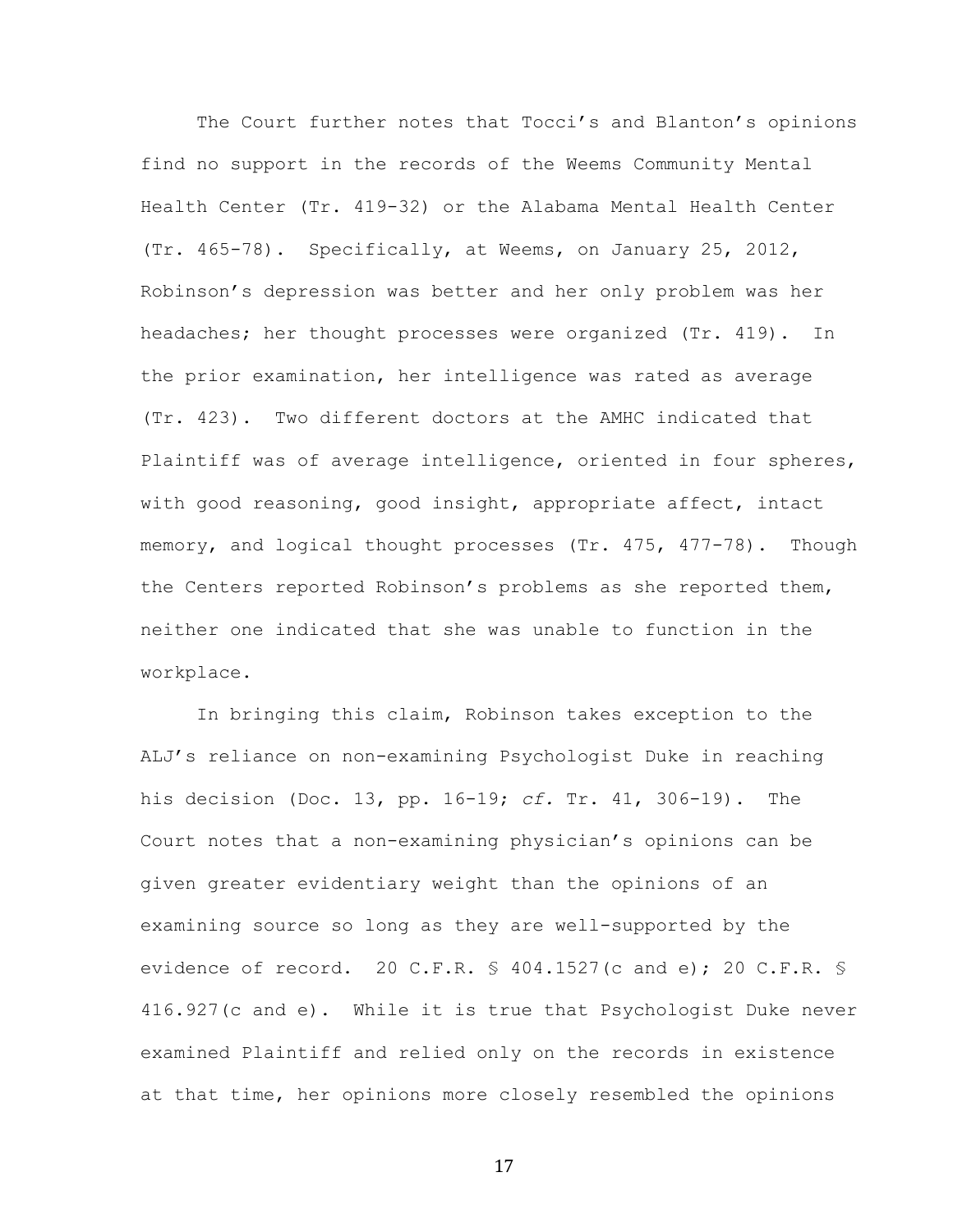The Court further notes that Tocci's and Blanton's opinions find no support in the records of the Weems Community Mental Health Center (Tr. 419-32) or the Alabama Mental Health Center (Tr. 465-78). Specifically, at Weems, on January 25, 2012, Robinson's depression was better and her only problem was her headaches; her thought processes were organized (Tr. 419). In the prior examination, her intelligence was rated as average (Tr. 423). Two different doctors at the AMHC indicated that Plaintiff was of average intelligence, oriented in four spheres, with good reasoning, good insight, appropriate affect, intact memory, and logical thought processes (Tr. 475, 477-78). Though the Centers reported Robinson's problems as she reported them, neither one indicated that she was unable to function in the workplace.

In bringing this claim, Robinson takes exception to the ALJ's reliance on non-examining Psychologist Duke in reaching his decision (Doc. 13, pp. 16-19; *cf.* Tr. 41, 306-19). The Court notes that a non-examining physician's opinions can be given greater evidentiary weight than the opinions of an examining source so long as they are well-supported by the evidence of record. 20 C.F.R. § 404.1527(c and e); 20 C.F.R. § 416.927(c and e). While it is true that Psychologist Duke never examined Plaintiff and relied only on the records in existence at that time, her opinions more closely resembled the opinions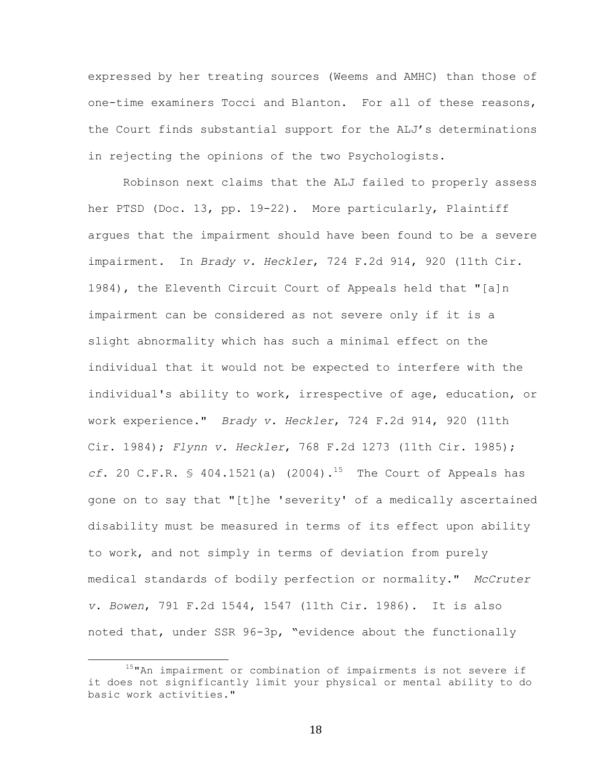expressed by her treating sources (Weems and AMHC) than those of one-time examiners Tocci and Blanton. For all of these reasons, the Court finds substantial support for the ALJ's determinations in rejecting the opinions of the two Psychologists.

Robinson next claims that the ALJ failed to properly assess her PTSD (Doc. 13, pp. 19-22). More particularly, Plaintiff argues that the impairment should have been found to be a severe impairment. In *Brady v. Heckler*, 724 F.2d 914, 920 (11th Cir. 1984), the Eleventh Circuit Court of Appeals held that "[a]n impairment can be considered as not severe only if it is a slight abnormality which has such a minimal effect on the individual that it would not be expected to interfere with the individual's ability to work, irrespective of age, education, or work experience." *Brady v. Heckler*, 724 F.2d 914, 920 (11th Cir. 1984); *Flynn v. Heckler*, 768 F.2d 1273 (11th Cir. 1985); *cf.* 20 C.F.R. § 404.1521(a) (2004).[15] The Court of Appeals has gone on to say that "[t]he 'severity' of a medically ascertained disability must be measured in terms of its effect upon ability to work, and not simply in terms of deviation from purely medical standards of bodily perfection or normality." *McCruter v. Bowen*, 791 F.2d 1544, 1547 (11th Cir. 1986). It is also noted that, under SSR 96-3p, "evidence about the functionally

---

[15] "An impairment or combination of impairments is not severe if it does not significantly limit your physical or mental ability to do basic work activities."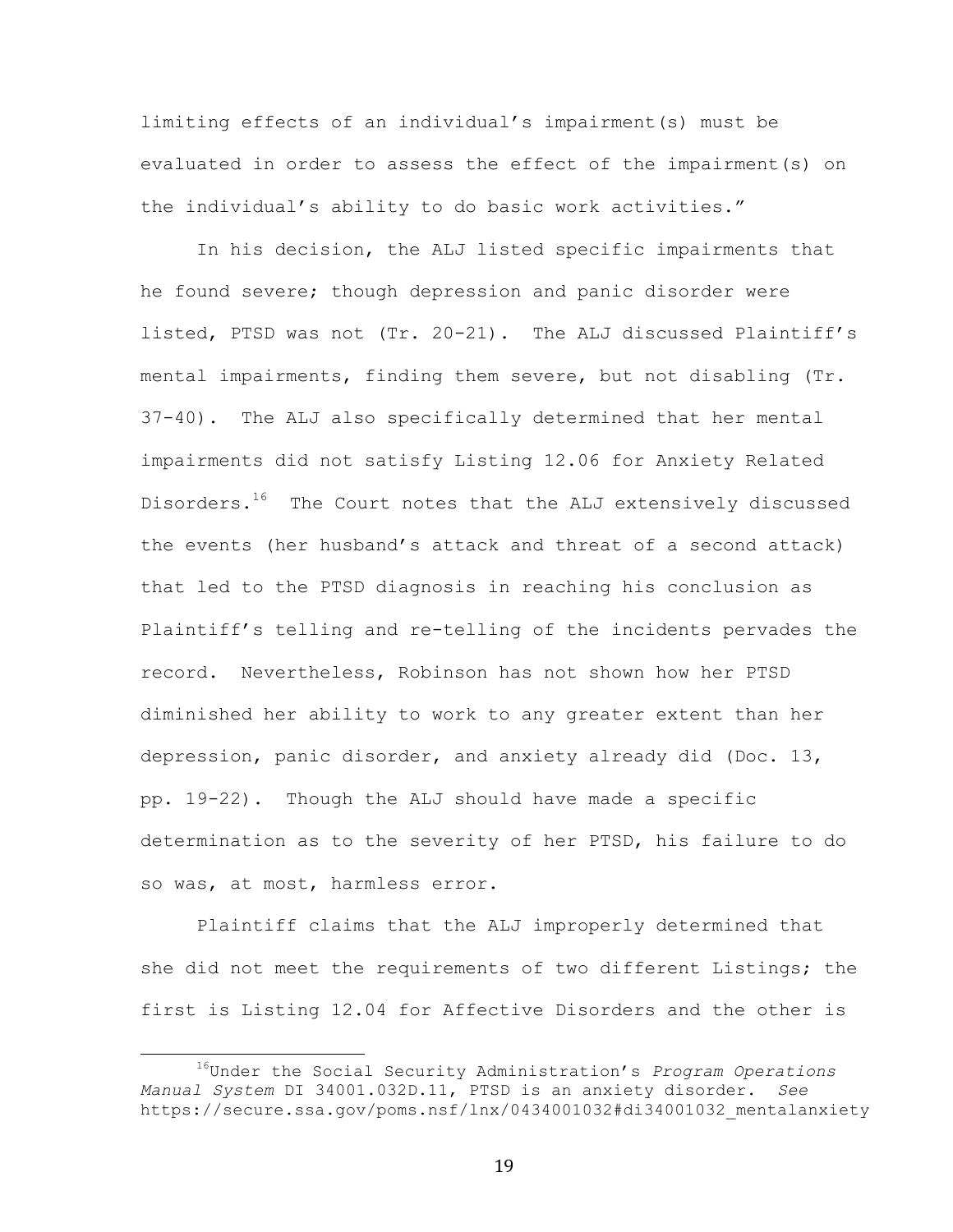limiting effects of an individual's impairment(s) must be evaluated in order to assess the effect of the impairment(s) on the individual's ability to do basic work activities."

In his decision, the ALJ listed specific impairments that he found severe; though depression and panic disorder were listed, PTSD was not (Tr. 20-21). The ALJ discussed Plaintiff's mental impairments, finding them severe, but not disabling (Tr. 37-40). The ALJ also specifically determined that her mental impairments did not satisfy Listing 12.06 for Anxiety Related Disorders.[16] The Court notes that the ALJ extensively discussed the events (her husband's attack and threat of a second attack) that led to the PTSD diagnosis in reaching his conclusion as Plaintiff's telling and re-telling of the incidents pervades the record. Nevertheless, Robinson has not shown how her PTSD diminished her ability to work to any greater extent than her depression, panic disorder, and anxiety already did (Doc. 13, pp. 19-22). Though the ALJ should have made a specific determination as to the severity of her PTSD, his failure to do so was, at most, harmless error.

Plaintiff claims that the ALJ improperly determined that she did not meet the requirements of two different Listings; the first is Listing 12.04 for Affective Disorders and the other is

---

[16] Under the Social Security Administration's *Program Operations Manual System* DI 34001.032D.11, PTSD is an anxiety disorder. *See* https://secure.ssa.gov/poms.nsf/lnx/0434001032#di34001032_mentalanxiety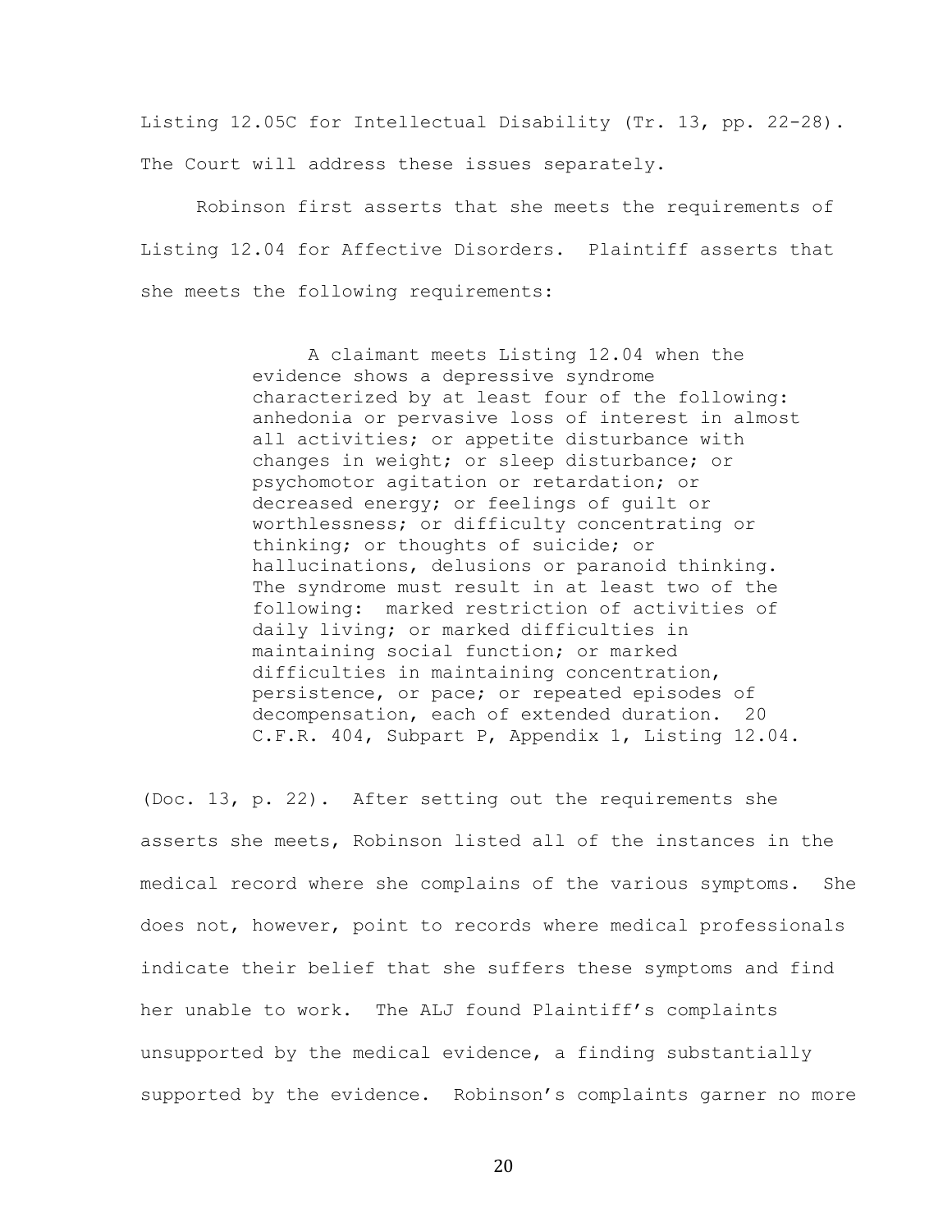Listing 12.05C for Intellectual Disability (Tr. 13, pp. 22-28). The Court will address these issues separately.

Robinson first asserts that she meets the requirements of Listing 12.04 for Affective Disorders. Plaintiff asserts that she meets the following requirements:

> A claimant meets Listing 12.04 when the evidence shows a depressive syndrome characterized by at least four of the following: anhedonia or pervasive loss of interest in almost all activities; or appetite disturbance with changes in weight; or sleep disturbance; or psychomotor agitation or retardation; or decreased energy; or feelings of guilt or worthlessness; or difficulty concentrating or thinking; or thoughts of suicide; or hallucinations, delusions or paranoid thinking. The syndrome must result in at least two of the following: marked restriction of activities of daily living; or marked difficulties in maintaining social function; or marked difficulties in maintaining concentration, persistence, or pace; or repeated episodes of decompensation, each of extended duration. 20 C.F.R. 404, Subpart P, Appendix 1, Listing 12.04.

(Doc. 13, p. 22). After setting out the requirements she asserts she meets, Robinson listed all of the instances in the medical record where she complains of the various symptoms. She does not, however, point to records where medical professionals indicate their belief that she suffers these symptoms and find her unable to work. The ALJ found Plaintiff's complaints unsupported by the medical evidence, a finding substantially supported by the evidence. Robinson's complaints garner no more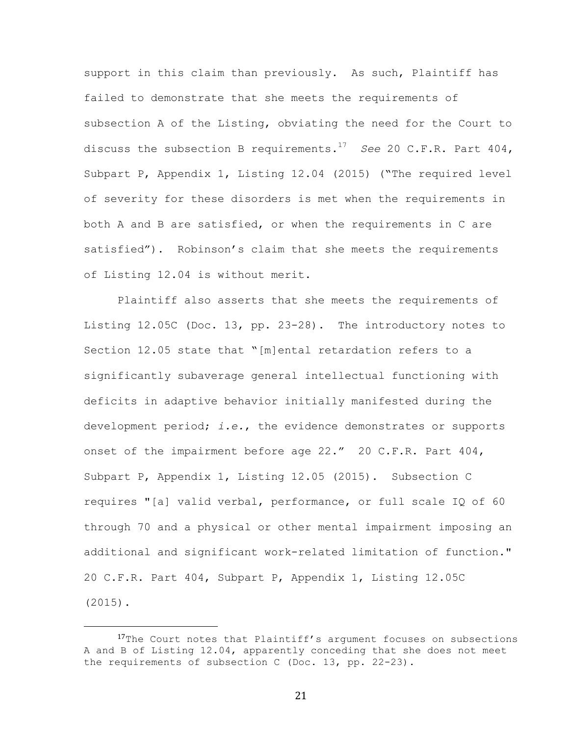support in this claim than previously. As such, Plaintiff has failed to demonstrate that she meets the requirements of subsection A of the Listing, obviating the need for the Court to discuss the subsection B requirements.[17] *See* 20 C.F.R. Part 404, Subpart P, Appendix 1, Listing 12.04 (2015) ("The required level of severity for these disorders is met when the requirements in both A and B are satisfied, or when the requirements in C are satisfied"). Robinson's claim that she meets the requirements of Listing 12.04 is without merit.

Plaintiff also asserts that she meets the requirements of Listing 12.05C (Doc. 13, pp. 23-28). The introductory notes to Section 12.05 state that "[m]ental retardation refers to a significantly subaverage general intellectual functioning with deficits in adaptive behavior initially manifested during the development period; *i.e.*, the evidence demonstrates or supports onset of the impairment before age 22." 20 C.F.R. Part 404, Subpart P, Appendix 1, Listing 12.05 (2015). Subsection C requires "[a] valid verbal, performance, or full scale IQ of 60 through 70 and a physical or other mental impairment imposing an additional and significant work-related limitation of function." 20 C.F.R. Part 404, Subpart P, Appendix 1, Listing 12.05C (2015).

---

[17]The Court notes that Plaintiff's argument focuses on subsections A and B of Listing 12.04, apparently conceding that she does not meet the requirements of subsection C (Doc. 13, pp. 22-23).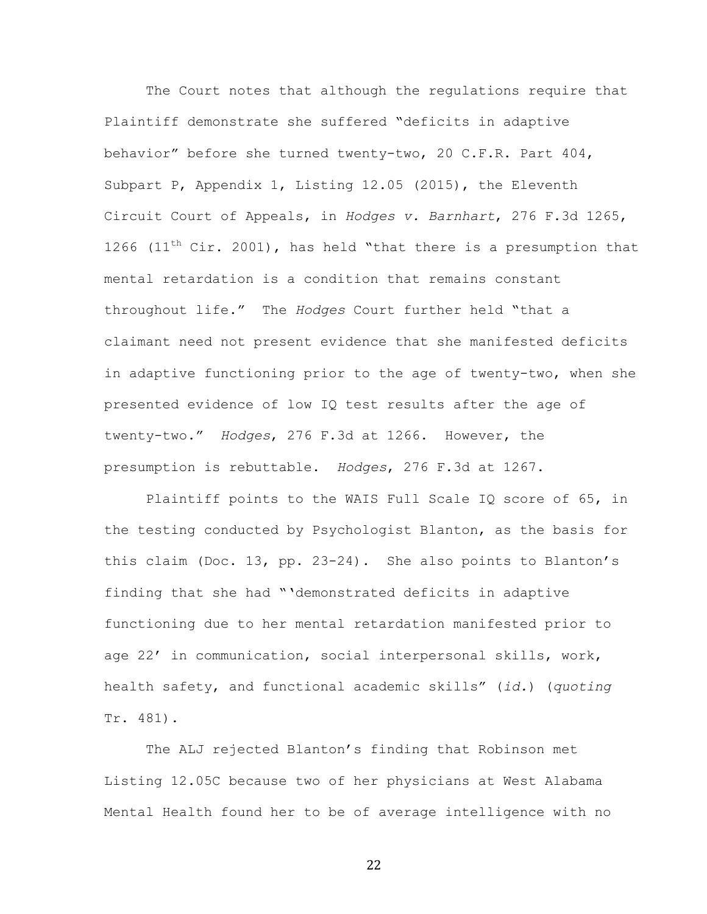The Court notes that although the regulations require that Plaintiff demonstrate she suffered "deficits in adaptive behavior" before she turned twenty-two, 20 C.F.R. Part 404, Subpart P, Appendix 1, Listing 12.05 (2015), the Eleventh Circuit Court of Appeals, in *Hodges v. Barnhart*, 276 F.3d 1265, 1266 (11th Cir. 2001), has held "that there is a presumption that mental retardation is a condition that remains constant throughout life." The *Hodges* Court further held "that a claimant need not present evidence that she manifested deficits in adaptive functioning prior to the age of twenty-two, when she presented evidence of low IQ test results after the age of twenty-two." *Hodges*, 276 F.3d at 1266. However, the presumption is rebuttable. *Hodges*, 276 F.3d at 1267.

Plaintiff points to the WAIS Full Scale IQ score of 65, in the testing conducted by Psychologist Blanton, as the basis for this claim (Doc. 13, pp. 23-24). She also points to Blanton's finding that she had "'demonstrated deficits in adaptive functioning due to her mental retardation manifested prior to age 22' in communication, social interpersonal skills, work, health safety, and functional academic skills" (*id.*) (*quoting* Tr. 481).

The ALJ rejected Blanton's finding that Robinson met Listing 12.05C because two of her physicians at West Alabama Mental Health found her to be of average intelligence with no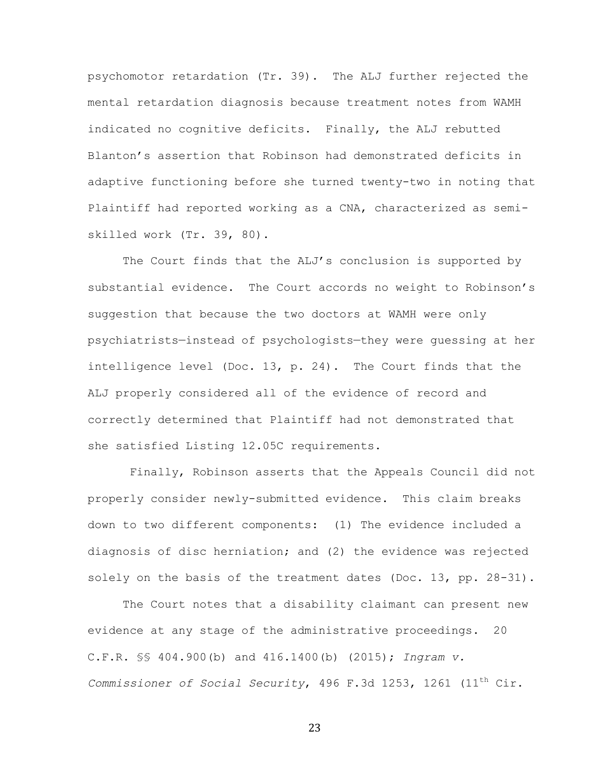psychomotor retardation (Tr. 39). The ALJ further rejected the mental retardation diagnosis because treatment notes from WAMH indicated no cognitive deficits. Finally, the ALJ rebutted Blanton's assertion that Robinson had demonstrated deficits in adaptive functioning before she turned twenty-two in noting that Plaintiff had reported working as a CNA, characterized as semi-skilled work (Tr. 39, 80).

The Court finds that the ALJ's conclusion is supported by substantial evidence. The Court accords no weight to Robinson's suggestion that because the two doctors at WAMH were only psychiatrists—instead of psychologists—they were guessing at her intelligence level (Doc. 13, p. 24). The Court finds that the ALJ properly considered all of the evidence of record and correctly determined that Plaintiff had not demonstrated that she satisfied Listing 12.05C requirements.

Finally, Robinson asserts that the Appeals Council did not properly consider newly-submitted evidence. This claim breaks down to two different components: (1) The evidence included a diagnosis of disc herniation; and (2) the evidence was rejected solely on the basis of the treatment dates (Doc. 13, pp. 28-31).

The Court notes that a disability claimant can present new evidence at any stage of the administrative proceedings. 20 C.F.R. §§ 404.900(b) and 416.1400(b) (2015); *Ingram v. Commissioner of Social Security*, 496 F.3d 1253, 1261 (11th Cir.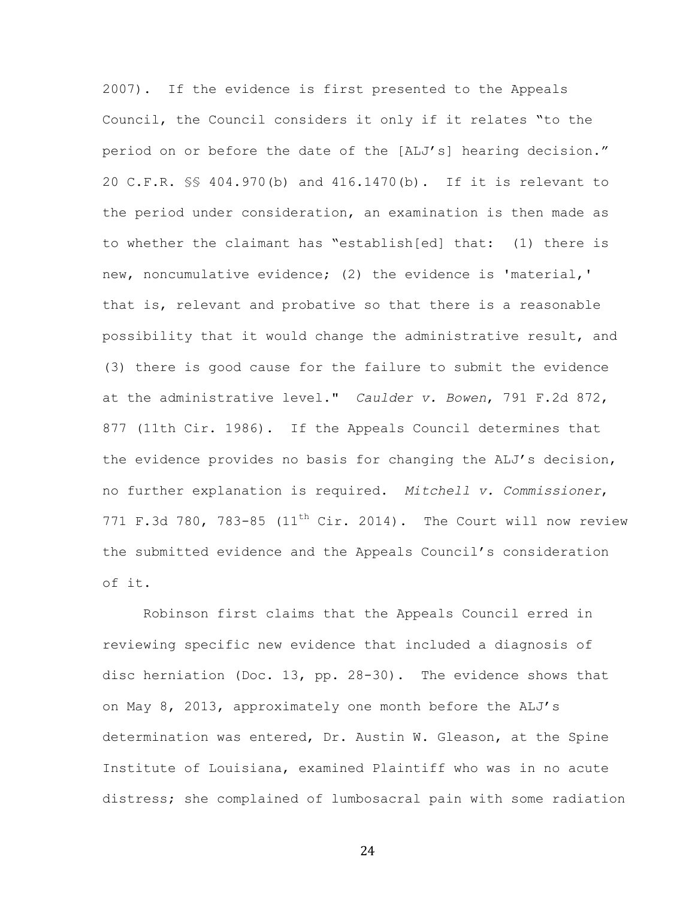2007). If the evidence is first presented to the Appeals Council, the Council considers it only if it relates "to the period on or before the date of the [ALJ's] hearing decision." 20 C.F.R. §§ 404.970(b) and 416.1470(b). If it is relevant to the period under consideration, an examination is then made as to whether the claimant has "establish[ed] that: (1) there is new, noncumulative evidence; (2) the evidence is 'material,' that is, relevant and probative so that there is a reasonable possibility that it would change the administrative result, and (3) there is good cause for the failure to submit the evidence at the administrative level." *Caulder v. Bowen*, 791 F.2d 872, 877 (11th Cir. 1986). If the Appeals Council determines that the evidence provides no basis for changing the ALJ's decision, no further explanation is required. *Mitchell v. Commissioner*, 771 F.3d 780, 783-85 (11th Cir. 2014). The Court will now review the submitted evidence and the Appeals Council's consideration of it.

Robinson first claims that the Appeals Council erred in reviewing specific new evidence that included a diagnosis of disc herniation (Doc. 13, pp. 28-30). The evidence shows that on May 8, 2013, approximately one month before the ALJ's determination was entered, Dr. Austin W. Gleason, at the Spine Institute of Louisiana, examined Plaintiff who was in no acute distress; she complained of lumbosacral pain with some radiation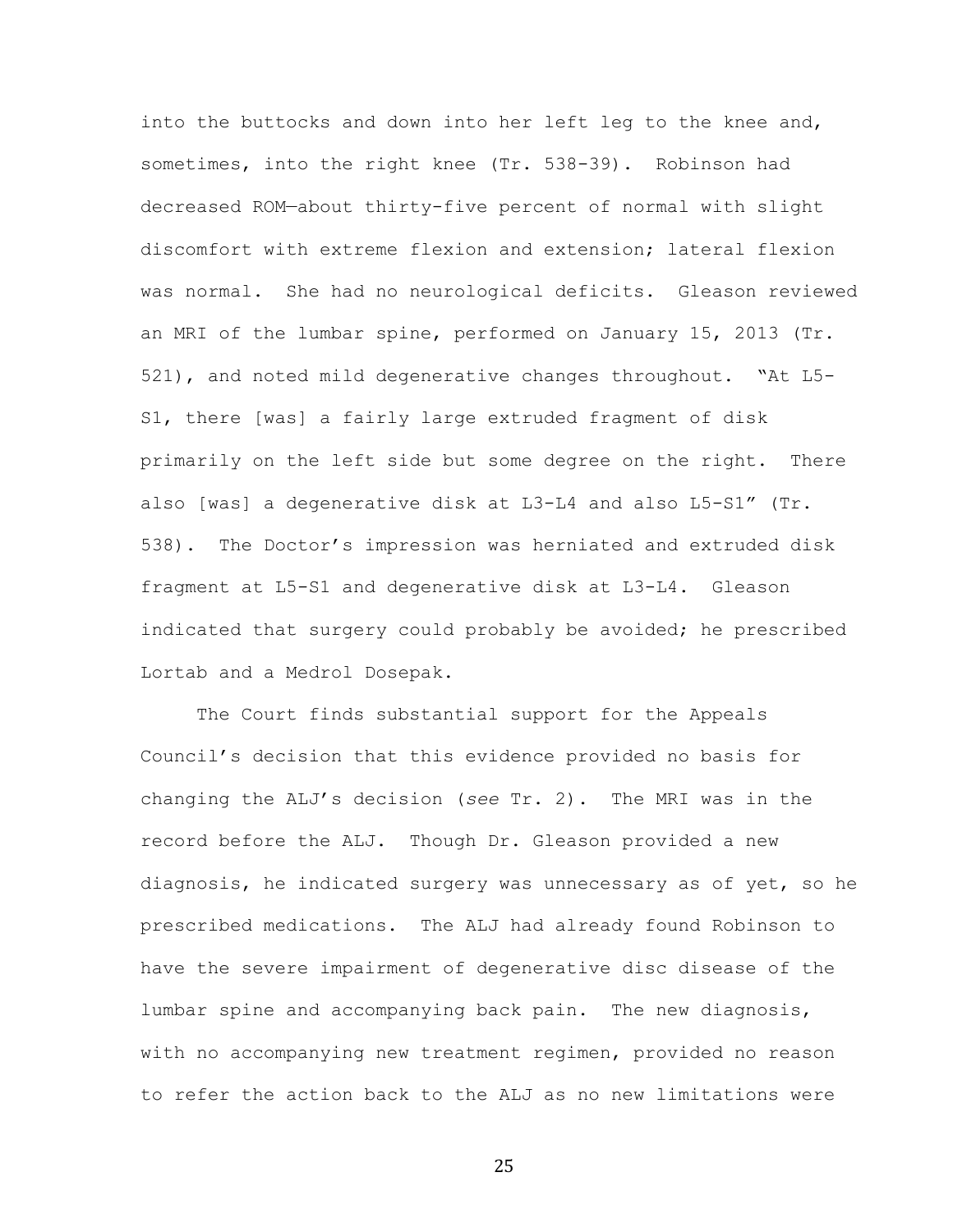into the buttocks and down into her left leg to the knee and, sometimes, into the right knee (Tr. 538-39). Robinson had decreased ROM—about thirty-five percent of normal with slight discomfort with extreme flexion and extension; lateral flexion was normal. She had no neurological deficits. Gleason reviewed an MRI of the lumbar spine, performed on January 15, 2013 (Tr. 521), and noted mild degenerative changes throughout. "At L5-S1, there [was] a fairly large extruded fragment of disk primarily on the left side but some degree on the right. There also [was] a degenerative disk at L3-L4 and also L5-S1" (Tr. 538). The Doctor's impression was herniated and extruded disk fragment at L5-S1 and degenerative disk at L3-L4. Gleason indicated that surgery could probably be avoided; he prescribed Lortab and a Medrol Dosepak.

The Court finds substantial support for the Appeals Council's decision that this evidence provided no basis for changing the ALJ's decision (*see* Tr. 2). The MRI was in the record before the ALJ. Though Dr. Gleason provided a new diagnosis, he indicated surgery was unnecessary as of yet, so he prescribed medications. The ALJ had already found Robinson to have the severe impairment of degenerative disc disease of the lumbar spine and accompanying back pain. The new diagnosis, with no accompanying new treatment regimen, provided no reason to refer the action back to the ALJ as no new limitations were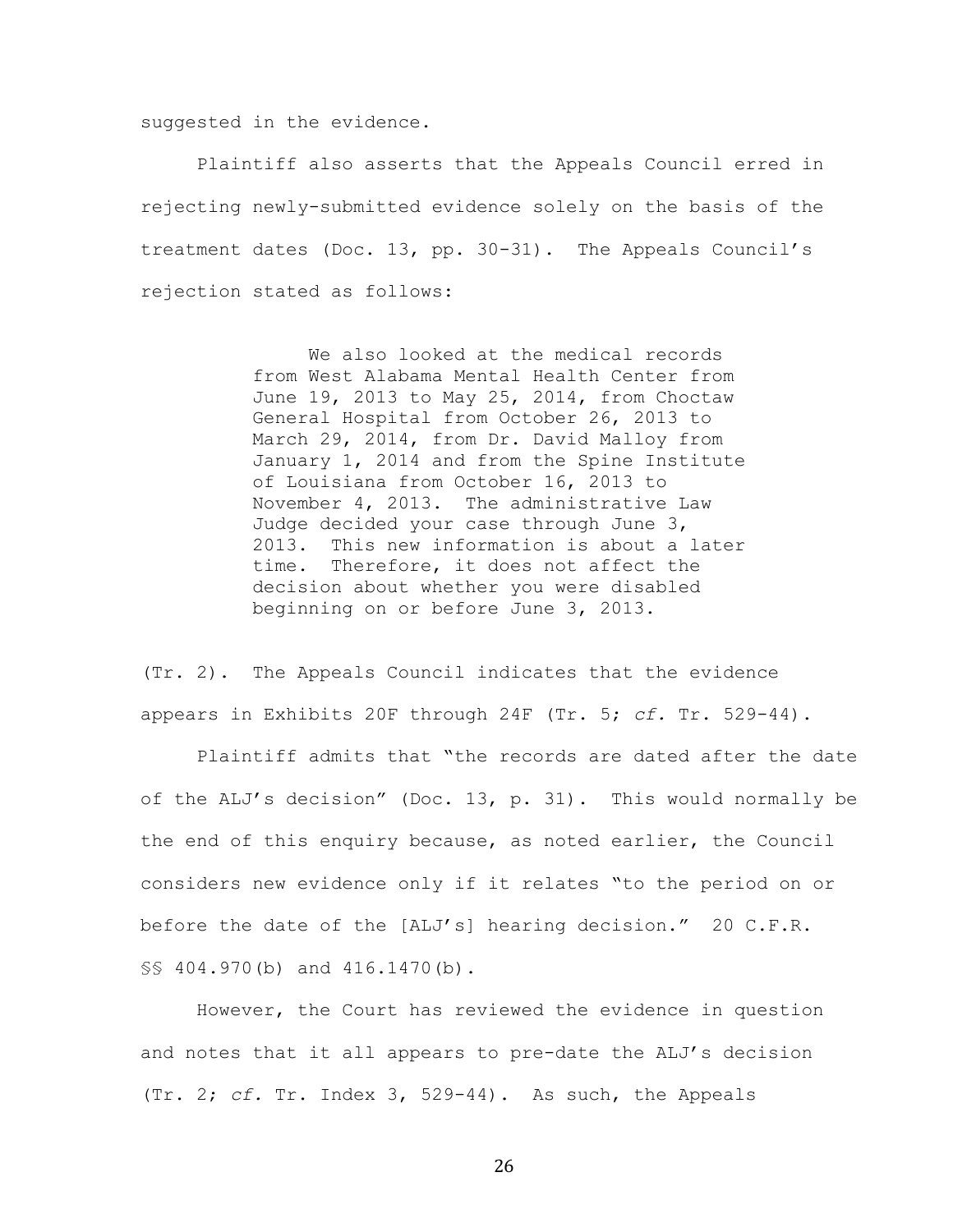suggested in the evidence.

Plaintiff also asserts that the Appeals Council erred in rejecting newly-submitted evidence solely on the basis of the treatment dates (Doc. 13, pp. 30-31). The Appeals Council's rejection stated as follows:

> We also looked at the medical records from West Alabama Mental Health Center from June 19, 2013 to May 25, 2014, from Choctaw General Hospital from October 26, 2013 to March 29, 2014, from Dr. David Malloy from January 1, 2014 and from the Spine Institute of Louisiana from October 16, 2013 to November 4, 2013. The administrative Law Judge decided your case through June 3, 2013. This new information is about a later time. Therefore, it does not affect the decision about whether you were disabled beginning on or before June 3, 2013.

(Tr. 2). The Appeals Council indicates that the evidence appears in Exhibits 20F through 24F (Tr. 5; *cf.* Tr. 529-44).

Plaintiff admits that "the records are dated after the date of the ALJ's decision" (Doc. 13, p. 31). This would normally be the end of this enquiry because, as noted earlier, the Council considers new evidence only if it relates "to the period on or before the date of the [ALJ's] hearing decision." 20 C.F.R. §§ 404.970(b) and 416.1470(b).

However, the Court has reviewed the evidence in question and notes that it all appears to pre-date the ALJ's decision (Tr. 2; *cf.* Tr. Index 3, 529-44). As such, the Appeals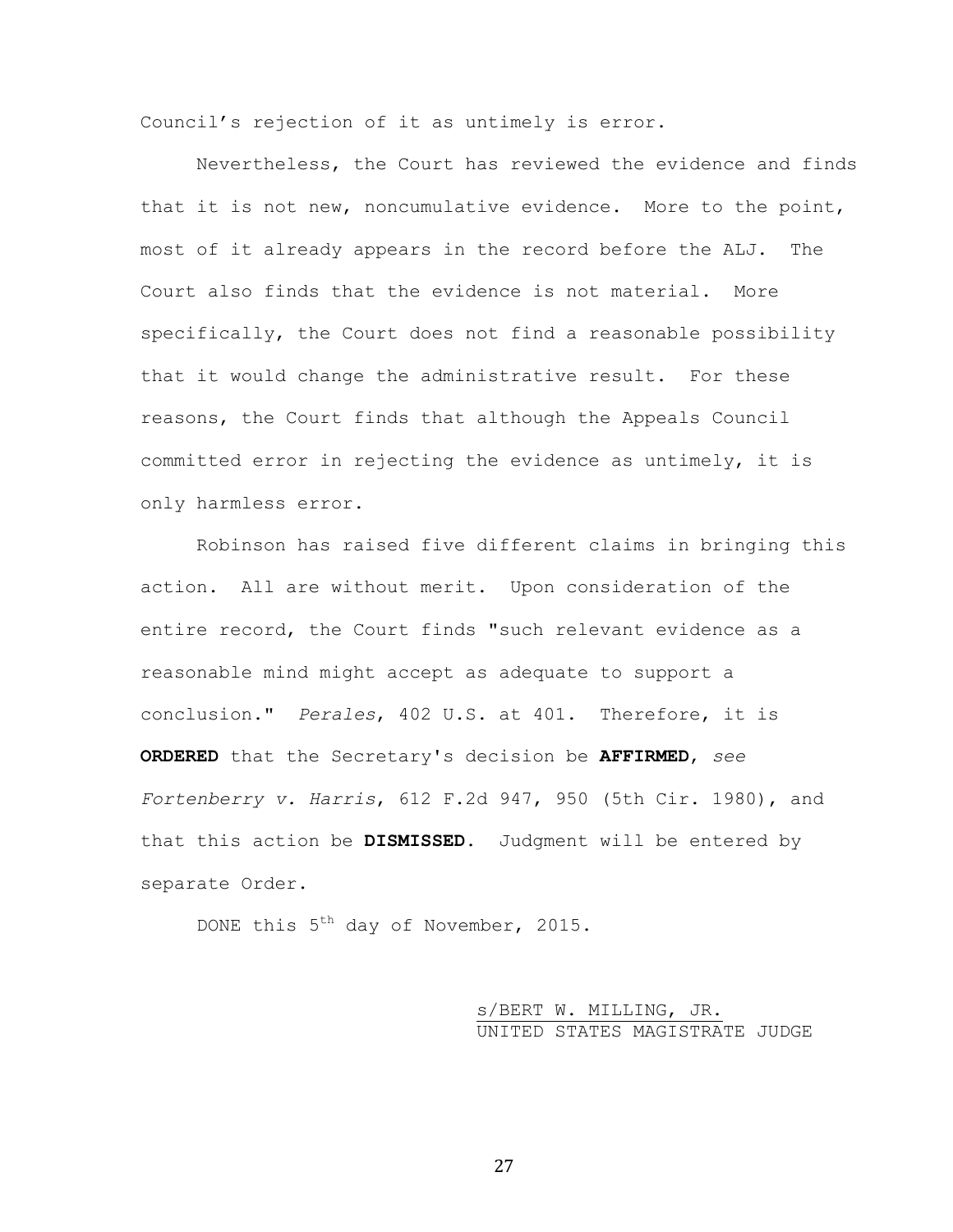Council's rejection of it as untimely is error.

Nevertheless, the Court has reviewed the evidence and finds that it is not new, noncumulative evidence. More to the point, most of it already appears in the record before the ALJ. The Court also finds that the evidence is not material. More specifically, the Court does not find a reasonable possibility that it would change the administrative result. For these reasons, the Court finds that although the Appeals Council committed error in rejecting the evidence as untimely, it is only harmless error.

Robinson has raised five different claims in bringing this action. All are without merit. Upon consideration of the entire record, the Court finds "such relevant evidence as a reasonable mind might accept as adequate to support a conclusion." *Perales*, 402 U.S. at 401. Therefore, it is **ORDERED** that the Secretary's decision be **AFFIRMED**, *see Fortenberry v. Harris*, 612 F.2d 947, 950 (5th Cir. 1980), and that this action be **DISMISSED**. Judgment will be entered by separate Order.

DONE this 5th day of November, 2015.

s/BERT W. MILLING, JR.
UNITED STATES MAGISTRATE JUDGE